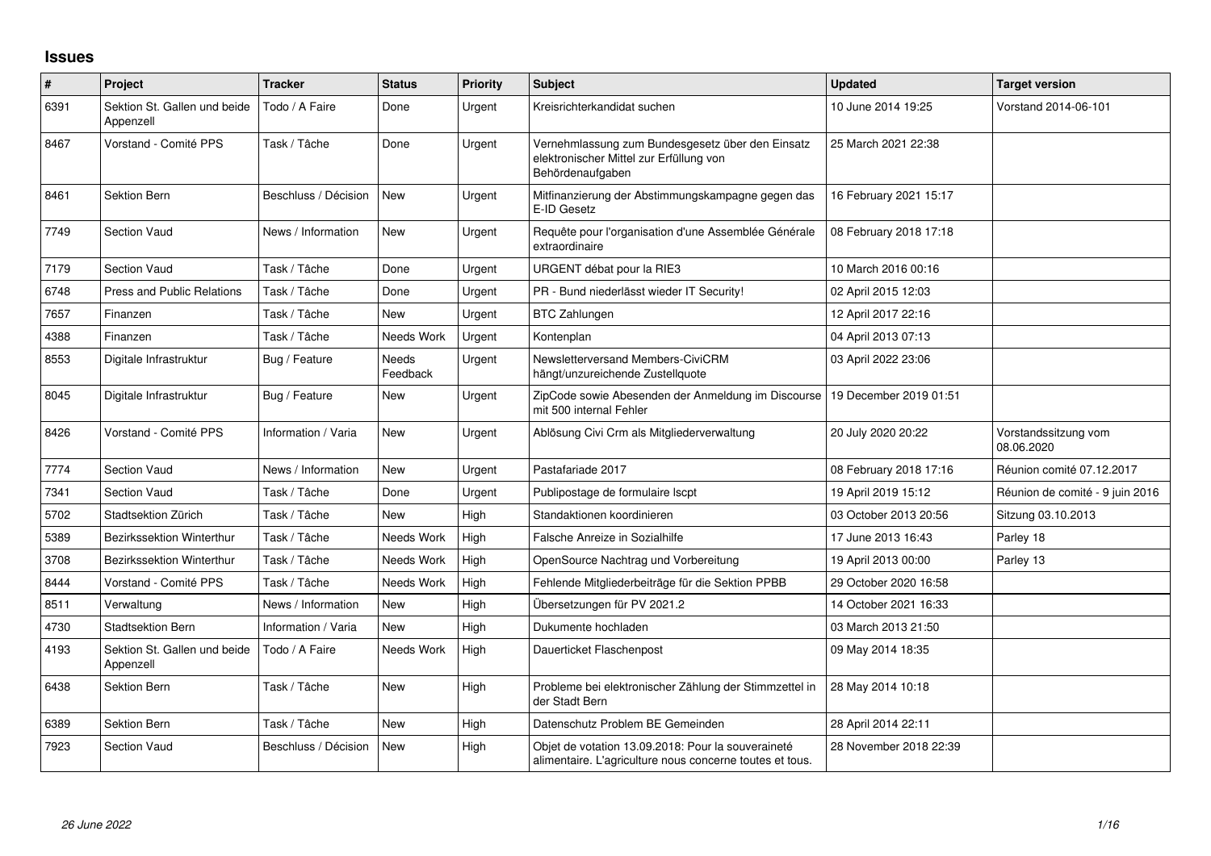# Issues

| # | Project | Tracker | Status | Priority | Subject | Updated | Target version |
|---|---|---|---|---|---|---|---|
| 6391 | Sektion St. Gallen und beide Appenzell | Todo / A Faire | Done | Urgent | Kreisrichterkandidat suchen | 10 June 2014 19:25 | Vorstand 2014-06-101 |
| 8467 | Vorstand - Comité PPS | Task / Tâche | Done | Urgent | Vernehmlassung zum Bundesgesetz über den Einsatz elektronischer Mittel zur Erfüllung von Behördenaufgaben | 25 March 2021 22:38 | |
| 8461 | Sektion Bern | Beschluss / Décision | New | Urgent | Mitfinanzierung der Abstimmungskampagne gegen das E-ID Gesetz | 16 February 2021 15:17 | |
| 7749 | Section Vaud | News / Information | New | Urgent | Requête pour l'organisation d'une Assemblée Générale extraordinaire | 08 February 2018 17:18 | |
| 7179 | Section Vaud | Task / Tâche | Done | Urgent | URGENT débat pour la RIE3 | 10 March 2016 00:16 | |
| 6748 | Press and Public Relations | Task / Tâche | Done | Urgent | PR - Bund niederlässt wieder IT Security! | 02 April 2015 12:03 | |
| 7657 | Finanzen | Task / Tâche | New | Urgent | BTC Zahlungen | 12 April 2017 22:16 | |
| 4388 | Finanzen | Task / Tâche | Needs Work | Urgent | Kontenplan | 04 April 2013 07:13 | |
| 8553 | Digitale Infrastruktur | Bug / Feature | Needs Feedback | Urgent | Newsletterversand Members-CiviCRM hängt/unzureichende Zustellquote | 03 April 2022 23:06 | |
| 8045 | Digitale Infrastruktur | Bug / Feature | New | Urgent | ZipCode sowie Abesenden der Anmeldung im Discourse mit 500 internal Fehler | 19 December 2019 01:51 | |
| 8426 | Vorstand - Comité PPS | Information / Varia | New | Urgent | Ablösung Civi Crm als Mitgliederverwaltung | 20 July 2020 20:22 | Vorstandssitzung vom 08.06.2020 |
| 7774 | Section Vaud | News / Information | New | Urgent | Pastafariade 2017 | 08 February 2018 17:16 | Réunion comité 07.12.2017 |
| 7341 | Section Vaud | Task / Tâche | Done | Urgent | Publipostage de formulaire lscpt | 19 April 2019 15:12 | Réunion de comité - 9 juin 2016 |
| 5702 | Stadtsektion Zürich | Task / Tâche | New | High | Standaktionen koordinieren | 03 October 2013 20:56 | Sitzung 03.10.2013 |
| 5389 | Bezirkssektion Winterthur | Task / Tâche | Needs Work | High | Falsche Anreize in Sozialhilfe | 17 June 2013 16:43 | Parley 18 |
| 3708 | Bezirkssektion Winterthur | Task / Tâche | Needs Work | High | OpenSource Nachtrag und Vorbereitung | 19 April 2013 00:00 | Parley 13 |
| 8444 | Vorstand - Comité PPS | Task / Tâche | Needs Work | High | Fehlende Mitgliederbeiträge für die Sektion PPBB | 29 October 2020 16:58 | |
| 8511 | Verwaltung | News / Information | New | High | Übersetzungen für PV 2021.2 | 14 October 2021 16:33 | |
| 4730 | Stadtsektion Bern | Information / Varia | New | High | Dukumente hochladen | 03 March 2013 21:50 | |
| 4193 | Sektion St. Gallen und beide Appenzell | Todo / A Faire | Needs Work | High | Dauerticket Flaschenpost | 09 May 2014 18:35 | |
| 6438 | Sektion Bern | Task / Tâche | New | High | Probleme bei elektronischer Zählung der Stimmzettel in der Stadt Bern | 28 May 2014 10:18 | |
| 6389 | Sektion Bern | Task / Tâche | New | High | Datenschutz Problem BE Gemeinden | 28 April 2014 22:11 | |
| 7923 | Section Vaud | Beschluss / Décision | New | High | Objet de votation 13.09.2018: Pour la souveraineté alimentaire. L'agriculture nous concerne toutes et tous. | 28 November 2018 22:39 | |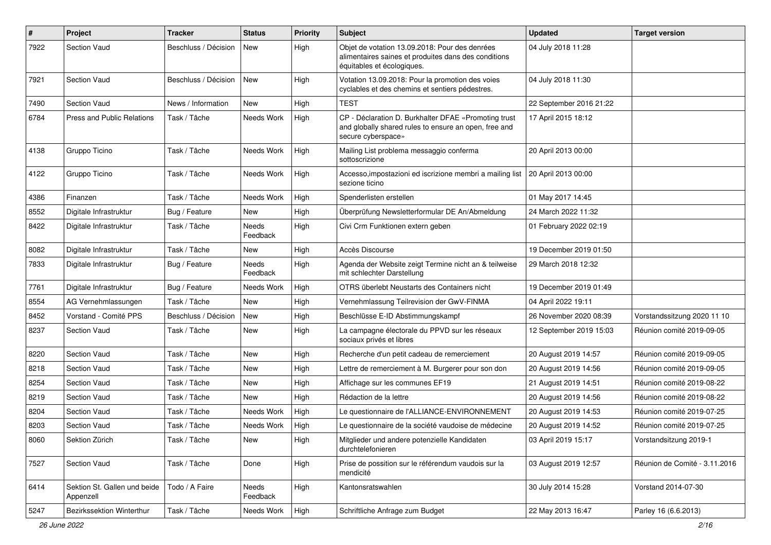| # | Project | Tracker | Status | Priority | Subject | Updated | Target version |
|---|---|---|---|---|---|---|---|
| 7922 | Section Vaud | Beschluss / Décision | New | High | Objet de votation 13.09.2018: Pour des denrées alimentaires saines et produites dans des conditions équitables et écologiques. | 04 July 2018 11:28 | |
| 7921 | Section Vaud | Beschluss / Décision | New | High | Votation 13.09.2018: Pour la promotion des voies cyclables et des chemins et sentiers pédestres. | 04 July 2018 11:30 | |
| 7490 | Section Vaud | News / Information | New | High | TEST | 22 September 2016 21:22 | |
| 6784 | Press and Public Relations | Task / Tâche | Needs Work | High | CP - Déclaration D. Burkhalter DFAE «Promoting trust and globally shared rules to ensure an open, free and secure cyberspace» | 17 April 2015 18:12 | |
| 4138 | Gruppo Ticino | Task / Tâche | Needs Work | High | Mailing List problema messaggio conferma sottoscrizione | 20 April 2013 00:00 | |
| 4122 | Gruppo Ticino | Task / Tâche | Needs Work | High | Accesso,impostazioni ed iscrizione membri a mailing list sezione ticino | 20 April 2013 00:00 | |
| 4386 | Finanzen | Task / Tâche | Needs Work | High | Spenderlisten erstellen | 01 May 2017 14:45 | |
| 8552 | Digitale Infrastruktur | Bug / Feature | New | High | Überprüfung Newsletterformular DE An/Abmeldung | 24 March 2022 11:32 | |
| 8422 | Digitale Infrastruktur | Task / Tâche | Needs Feedback | High | Civi Crm Funktionen extern geben | 01 February 2022 02:19 | |
| 8082 | Digitale Infrastruktur | Task / Tâche | New | High | Accès Discourse | 19 December 2019 01:50 | |
| 7833 | Digitale Infrastruktur | Bug / Feature | Needs Feedback | High | Agenda der Website zeigt Termine nicht an & teilweise mit schlechter Darstellung | 29 March 2018 12:32 | |
| 7761 | Digitale Infrastruktur | Bug / Feature | Needs Work | High | OTRS überlebt Neustarts des Containers nicht | 19 December 2019 01:49 | |
| 8554 | AG Vernehmlassungen | Task / Tâche | New | High | Vernehmlassung Teilrevision der GwV-FINMA | 04 April 2022 19:11 | |
| 8452 | Vorstand - Comité PPS | Beschluss / Décision | New | High | Beschlüsse E-ID Abstimmungskampf | 26 November 2020 08:39 | Vorstandssitzung 2020 11 10 |
| 8237 | Section Vaud | Task / Tâche | New | High | La campagne électorale du PPVD sur les réseaux sociaux privés et libres | 12 September 2019 15:03 | Réunion comité 2019-09-05 |
| 8220 | Section Vaud | Task / Tâche | New | High | Recherche d'un petit cadeau de remerciement | 20 August 2019 14:57 | Réunion comité 2019-09-05 |
| 8218 | Section Vaud | Task / Tâche | New | High | Lettre de remerciement à M. Burgerer pour son don | 20 August 2019 14:56 | Réunion comité 2019-09-05 |
| 8254 | Section Vaud | Task / Tâche | New | High | Affichage sur les communes EF19 | 21 August 2019 14:51 | Réunion comité 2019-08-22 |
| 8219 | Section Vaud | Task / Tâche | New | High | Rédaction de la lettre | 20 August 2019 14:56 | Réunion comité 2019-08-22 |
| 8204 | Section Vaud | Task / Tâche | Needs Work | High | Le questionnaire de l'ALLIANCE-ENVIRONNEMENT | 20 August 2019 14:53 | Réunion comité 2019-07-25 |
| 8203 | Section Vaud | Task / Tâche | Needs Work | High | Le questionnaire de la société vaudoise de médecine | 20 August 2019 14:52 | Réunion comité 2019-07-25 |
| 8060 | Sektion Zürich | Task / Tâche | New | High | Mitglieder und andere potenzielle Kandidaten durchtelefonieren | 03 April 2019 15:17 | Vorstandsitzung 2019-1 |
| 7527 | Section Vaud | Task / Tâche | Done | High | Prise de possition sur le référendum vaudois sur la mendicité | 03 August 2019 12:57 | Réunion de Comité - 3.11.2016 |
| 6414 | Sektion St. Gallen und beide Appenzell | Todo / A Faire | Needs Feedback | High | Kantonsratswahlen | 30 July 2014 15:28 | Vorstand 2014-07-30 |
| 5247 | Bezirkssektion Winterthur | Task / Tâche | Needs Work | High | Schriftliche Anfrage zum Budget | 22 May 2013 16:47 | Parley 16 (6.6.2013) |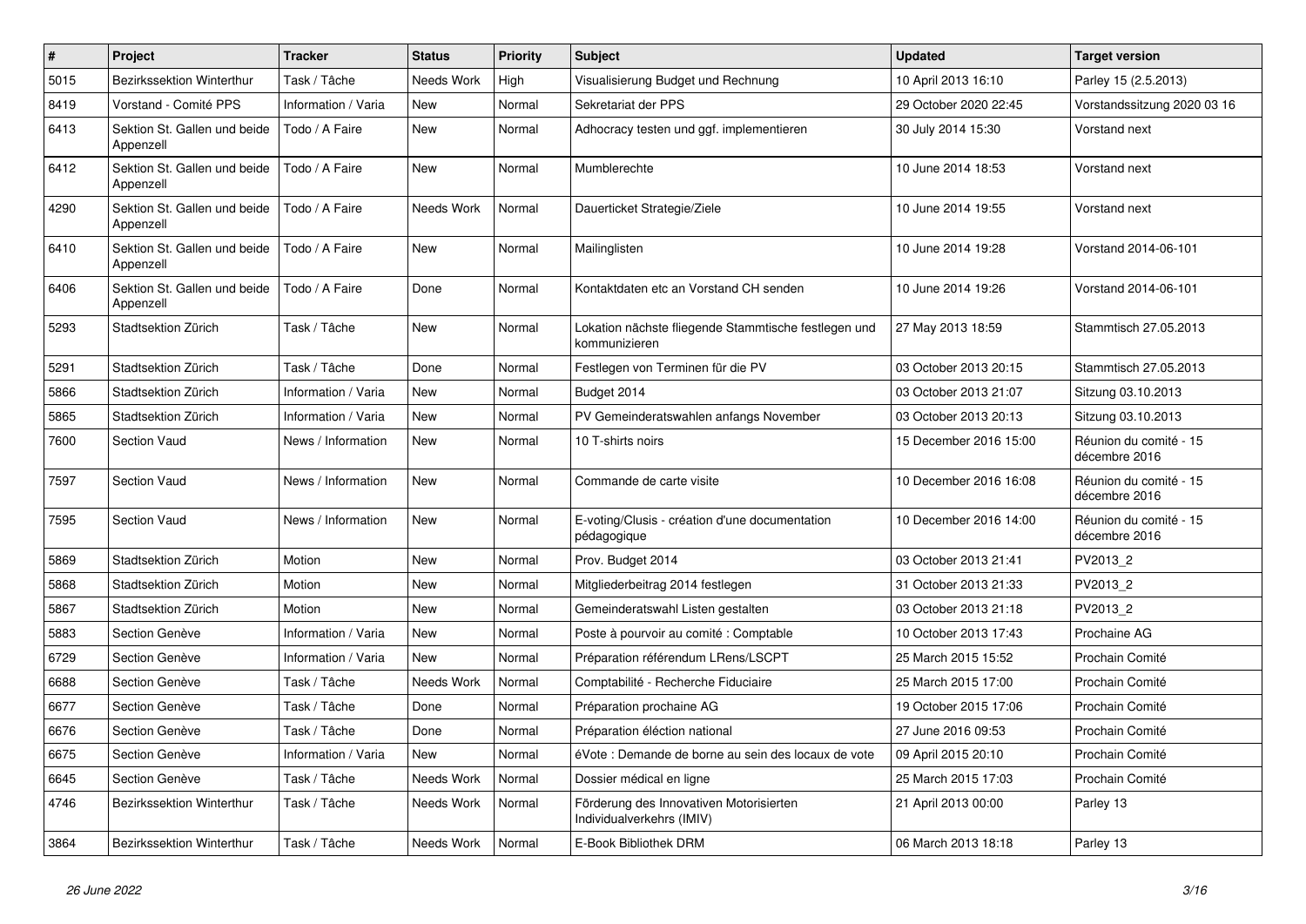| # | Project | Tracker | Status | Priority | Subject | Updated | Target version |
|---|---|---|---|---|---|---|---|
| 5015 | Bezirkssektion Winterthur | Task / Tâche | Needs Work | High | Visualisierung Budget und Rechnung | 10 April 2013 16:10 | Parley 15 (2.5.2013) |
| 8419 | Vorstand - Comité PPS | Information / Varia | New | Normal | Sekretariat der PPS | 29 October 2020 22:45 | Vorstandssitzung 2020 03 16 |
| 6413 | Sektion St. Gallen und beide Appenzell | Todo / A Faire | New | Normal | Adhocracy testen und ggf. implementieren | 30 July 2014 15:30 | Vorstand next |
| 6412 | Sektion St. Gallen und beide Appenzell | Todo / A Faire | New | Normal | Mumblerechte | 10 June 2014 18:53 | Vorstand next |
| 4290 | Sektion St. Gallen und beide Appenzell | Todo / A Faire | Needs Work | Normal | Dauerticket Strategie/Ziele | 10 June 2014 19:55 | Vorstand next |
| 6410 | Sektion St. Gallen und beide Appenzell | Todo / A Faire | New | Normal | Mailinglisten | 10 June 2014 19:28 | Vorstand 2014-06-101 |
| 6406 | Sektion St. Gallen und beide Appenzell | Todo / A Faire | Done | Normal | Kontaktdaten etc an Vorstand CH senden | 10 June 2014 19:26 | Vorstand 2014-06-101 |
| 5293 | Stadtsektion Zürich | Task / Tâche | New | Normal | Lokation nächste fliegende Stammtische festlegen und kommunizieren | 27 May 2013 18:59 | Stammtisch 27.05.2013 |
| 5291 | Stadtsektion Zürich | Task / Tâche | Done | Normal | Festlegen von Terminen für die PV | 03 October 2013 20:15 | Stammtisch 27.05.2013 |
| 5866 | Stadtsektion Zürich | Information / Varia | New | Normal | Budget 2014 | 03 October 2013 21:07 | Sitzung 03.10.2013 |
| 5865 | Stadtsektion Zürich | Information / Varia | New | Normal | PV Gemeinderatswahlen anfangs November | 03 October 2013 20:13 | Sitzung 03.10.2013 |
| 7600 | Section Vaud | News / Information | New | Normal | 10 T-shirts noirs | 15 December 2016 15:00 | Réunion du comité - 15 décembre 2016 |
| 7597 | Section Vaud | News / Information | New | Normal | Commande de carte visite | 10 December 2016 16:08 | Réunion du comité - 15 décembre 2016 |
| 7595 | Section Vaud | News / Information | New | Normal | E-voting/Clusis - création d'une documentation pédagogique | 10 December 2016 14:00 | Réunion du comité - 15 décembre 2016 |
| 5869 | Stadtsektion Zürich | Motion | New | Normal | Prov. Budget 2014 | 03 October 2013 21:41 | PV2013_2 |
| 5868 | Stadtsektion Zürich | Motion | New | Normal | Mitgliederbeitrag 2014 festlegen | 31 October 2013 21:33 | PV2013_2 |
| 5867 | Stadtsektion Zürich | Motion | New | Normal | Gemeinderatswahl Listen gestalten | 03 October 2013 21:18 | PV2013_2 |
| 5883 | Section Genève | Information / Varia | New | Normal | Poste à pourvoir au comité : Comptable | 10 October 2013 17:43 | Prochaine AG |
| 6729 | Section Genève | Information / Varia | New | Normal | Préparation référendum LRens/LSCPT | 25 March 2015 15:52 | Prochain Comité |
| 6688 | Section Genève | Task / Tâche | Needs Work | Normal | Comptabilité - Recherche Fiduciaire | 25 March 2015 17:00 | Prochain Comité |
| 6677 | Section Genève | Task / Tâche | Done | Normal | Préparation prochaine AG | 19 October 2015 17:06 | Prochain Comité |
| 6676 | Section Genève | Task / Tâche | Done | Normal | Préparation éléction national | 27 June 2016 09:53 | Prochain Comité |
| 6675 | Section Genève | Information / Varia | New | Normal | éVote : Demande de borne au sein des locaux de vote | 09 April 2015 20:10 | Prochain Comité |
| 6645 | Section Genève | Task / Tâche | Needs Work | Normal | Dossier médical en ligne | 25 March 2015 17:03 | Prochain Comité |
| 4746 | Bezirkssektion Winterthur | Task / Tâche | Needs Work | Normal | Förderung des Innovativen Motorisierten Individualverkehrs (IMIV) | 21 April 2013 00:00 | Parley 13 |
| 3864 | Bezirkssektion Winterthur | Task / Tâche | Needs Work | Normal | E-Book Bibliothek DRM | 06 March 2013 18:18 | Parley 13 |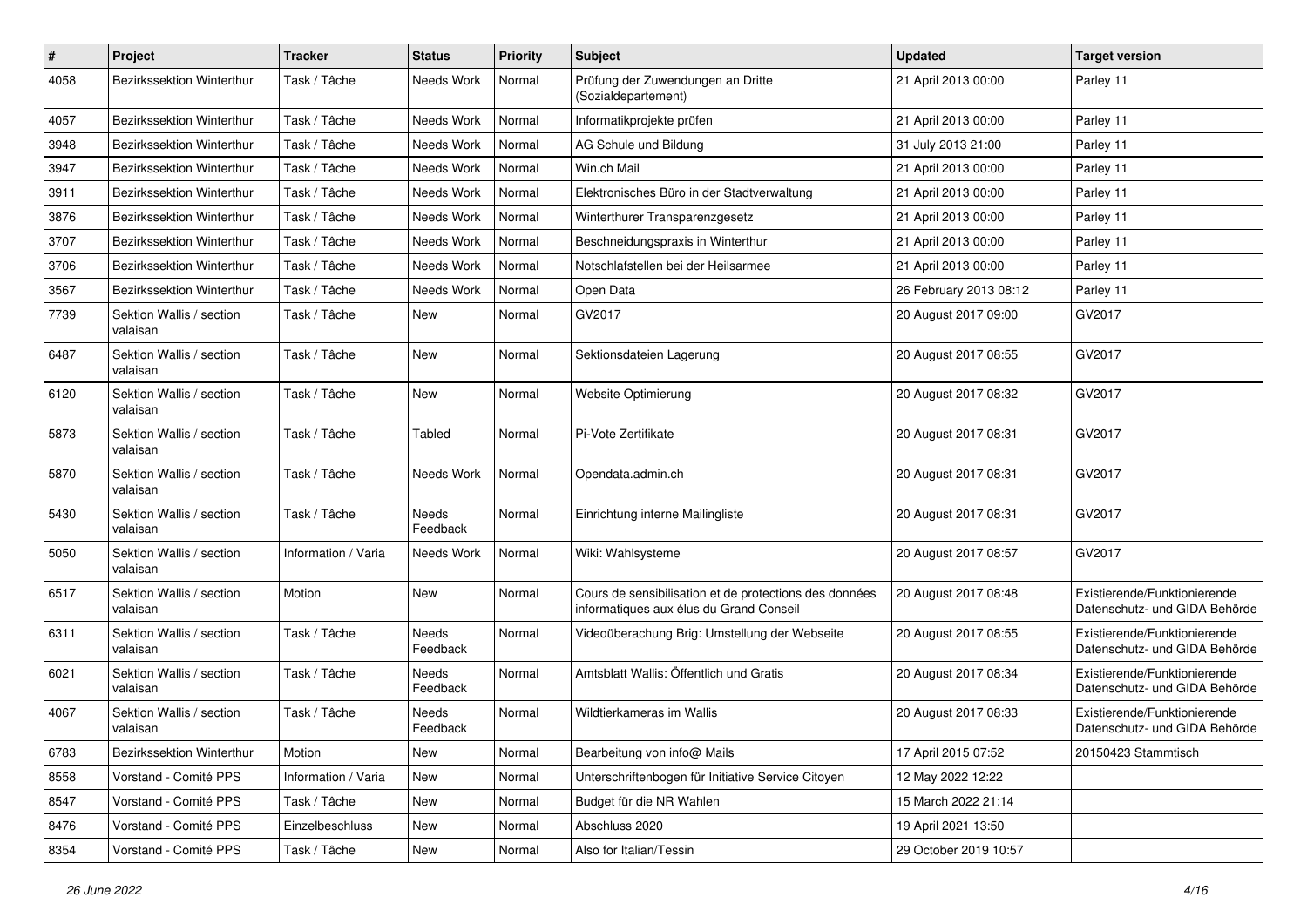| # | Project | Tracker | Status | Priority | Subject | Updated | Target version |
|---|---|---|---|---|---|---|---|
| 4058 | Bezirkssektion Winterthur | Task / Tâche | Needs Work | Normal | Prüfung der Zuwendungen an Dritte (Sozialdepartement) | 21 April 2013 00:00 | Parley 11 |
| 4057 | Bezirkssektion Winterthur | Task / Tâche | Needs Work | Normal | Informatikprojekte prüfen | 21 April 2013 00:00 | Parley 11 |
| 3948 | Bezirkssektion Winterthur | Task / Tâche | Needs Work | Normal | AG Schule und Bildung | 31 July 2013 21:00 | Parley 11 |
| 3947 | Bezirkssektion Winterthur | Task / Tâche | Needs Work | Normal | Win.ch Mail | 21 April 2013 00:00 | Parley 11 |
| 3911 | Bezirkssektion Winterthur | Task / Tâche | Needs Work | Normal | Elektronisches Büro in der Stadtverwaltung | 21 April 2013 00:00 | Parley 11 |
| 3876 | Bezirkssektion Winterthur | Task / Tâche | Needs Work | Normal | Winterthurer Transparenzgesetz | 21 April 2013 00:00 | Parley 11 |
| 3707 | Bezirkssektion Winterthur | Task / Tâche | Needs Work | Normal | Beschneidungspraxis in Winterthur | 21 April 2013 00:00 | Parley 11 |
| 3706 | Bezirkssektion Winterthur | Task / Tâche | Needs Work | Normal | Notschlafstellen bei der Heilsarmee | 21 April 2013 00:00 | Parley 11 |
| 3567 | Bezirkssektion Winterthur | Task / Tâche | Needs Work | Normal | Open Data | 26 February 2013 08:12 | Parley 11 |
| 7739 | Sektion Wallis / section valaisan | Task / Tâche | New | Normal | GV2017 | 20 August 2017 09:00 | GV2017 |
| 6487 | Sektion Wallis / section valaisan | Task / Tâche | New | Normal | Sektionsdateien Lagerung | 20 August 2017 08:55 | GV2017 |
| 6120 | Sektion Wallis / section valaisan | Task / Tâche | New | Normal | Website Optimierung | 20 August 2017 08:32 | GV2017 |
| 5873 | Sektion Wallis / section valaisan | Task / Tâche | Tabled | Normal | Pi-Vote Zertifikate | 20 August 2017 08:31 | GV2017 |
| 5870 | Sektion Wallis / section valaisan | Task / Tâche | Needs Work | Normal | Opendata.admin.ch | 20 August 2017 08:31 | GV2017 |
| 5430 | Sektion Wallis / section valaisan | Task / Tâche | Needs Feedback | Normal | Einrichtung interne Mailingliste | 20 August 2017 08:31 | GV2017 |
| 5050 | Sektion Wallis / section valaisan | Information / Varia | Needs Work | Normal | Wiki: Wahlsysteme | 20 August 2017 08:57 | GV2017 |
| 6517 | Sektion Wallis / section valaisan | Motion | New | Normal | Cours de sensibilisation et de protections des données informatiques aux élus du Grand Conseil | 20 August 2017 08:48 | Existierende/Funktionierende Datenschutz- und GIDA Behörde |
| 6311 | Sektion Wallis / section valaisan | Task / Tâche | Needs Feedback | Normal | Videoüberachung Brig: Umstellung der Webseite | 20 August 2017 08:55 | Existierende/Funktionierende Datenschutz- und GIDA Behörde |
| 6021 | Sektion Wallis / section valaisan | Task / Tâche | Needs Feedback | Normal | Amtsblatt Wallis: Öffentlich und Gratis | 20 August 2017 08:34 | Existierende/Funktionierende Datenschutz- und GIDA Behörde |
| 4067 | Sektion Wallis / section valaisan | Task / Tâche | Needs Feedback | Normal | Wildtierkameras im Wallis | 20 August 2017 08:33 | Existierende/Funktionierende Datenschutz- und GIDA Behörde |
| 6783 | Bezirkssektion Winterthur | Motion | New | Normal | Bearbeitung von info@ Mails | 17 April 2015 07:52 | 20150423 Stammtisch |
| 8558 | Vorstand - Comité PPS | Information / Varia | New | Normal | Unterschriftenbogen für Initiative Service Citoyen | 12 May 2022 12:22 | |
| 8547 | Vorstand - Comité PPS | Task / Tâche | New | Normal | Budget für die NR Wahlen | 15 March 2022 21:14 | |
| 8476 | Vorstand - Comité PPS | Einzelbeschluss | New | Normal | Abschluss 2020 | 19 April 2021 13:50 | |
| 8354 | Vorstand - Comité PPS | Task / Tâche | New | Normal | Also for Italian/Tessin | 29 October 2019 10:57 | |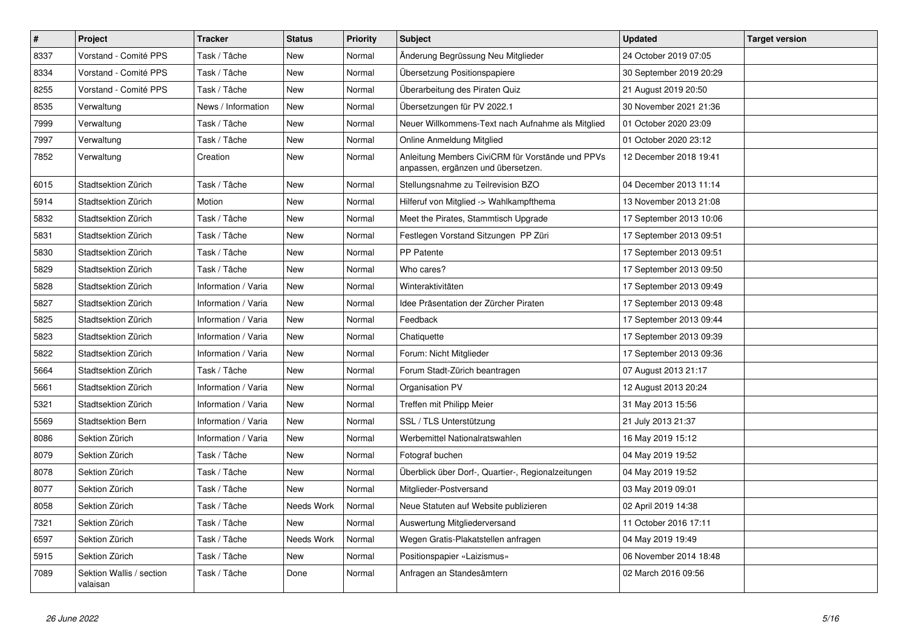| # | Project | Tracker | Status | Priority | Subject | Updated | Target version |
|---|---|---|---|---|---|---|---|
| 8337 | Vorstand - Comité PPS | Task / Tâche | New | Normal | Änderung Begrüssung Neu Mitglieder | 24 October 2019 07:05 | |
| 8334 | Vorstand - Comité PPS | Task / Tâche | New | Normal | Übersetzung Positionspapiere | 30 September 2019 20:29 | |
| 8255 | Vorstand - Comité PPS | Task / Tâche | New | Normal | Überarbeitung des Piraten Quiz | 21 August 2019 20:50 | |
| 8535 | Verwaltung | News / Information | New | Normal | Übersetzungen für PV 2022.1 | 30 November 2021 21:36 | |
| 7999 | Verwaltung | Task / Tâche | New | Normal | Neuer Willkommens-Text nach Aufnahme als Mitglied | 01 October 2020 23:09 | |
| 7997 | Verwaltung | Task / Tâche | New | Normal | Online Anmeldung Mitglied | 01 October 2020 23:12 | |
| 7852 | Verwaltung | Creation | New | Normal | Anleitung Members CiviCRM für Vorstände und PPVs anpassen, ergänzen und übersetzen. | 12 December 2018 19:41 | |
| 6015 | Stadtsektion Zürich | Task / Tâche | New | Normal | Stellungsnahme zu Teilrevision BZO | 04 December 2013 11:14 | |
| 5914 | Stadtsektion Zürich | Motion | New | Normal | Hilferuf von Mitglied -> Wahlkampfthema | 13 November 2013 21:08 | |
| 5832 | Stadtsektion Zürich | Task / Tâche | New | Normal | Meet the Pirates, Stammtisch Upgrade | 17 September 2013 10:06 | |
| 5831 | Stadtsektion Zürich | Task / Tâche | New | Normal | Festlegen Vorstand Sitzungen PP Züri | 17 September 2013 09:51 | |
| 5830 | Stadtsektion Zürich | Task / Tâche | New | Normal | PP Patente | 17 September 2013 09:51 | |
| 5829 | Stadtsektion Zürich | Task / Tâche | New | Normal | Who cares? | 17 September 2013 09:50 | |
| 5828 | Stadtsektion Zürich | Information / Varia | New | Normal | Winteraktivitäten | 17 September 2013 09:49 | |
| 5827 | Stadtsektion Zürich | Information / Varia | New | Normal | Idee Präsentation der Zürcher Piraten | 17 September 2013 09:48 | |
| 5825 | Stadtsektion Zürich | Information / Varia | New | Normal | Feedback | 17 September 2013 09:44 | |
| 5823 | Stadtsektion Zürich | Information / Varia | New | Normal | Chatiquette | 17 September 2013 09:39 | |
| 5822 | Stadtsektion Zürich | Information / Varia | New | Normal | Forum: Nicht Mitglieder | 17 September 2013 09:36 | |
| 5664 | Stadtsektion Zürich | Task / Tâche | New | Normal | Forum Stadt-Zürich beantragen | 07 August 2013 21:17 | |
| 5661 | Stadtsektion Zürich | Information / Varia | New | Normal | Organisation PV | 12 August 2013 20:24 | |
| 5321 | Stadtsektion Zürich | Information / Varia | New | Normal | Treffen mit Philipp Meier | 31 May 2013 15:56 | |
| 5569 | Stadtsektion Bern | Information / Varia | New | Normal | SSL / TLS Unterstützung | 21 July 2013 21:37 | |
| 8086 | Sektion Zürich | Information / Varia | New | Normal | Werbemittel Nationalratswahlen | 16 May 2019 15:12 | |
| 8079 | Sektion Zürich | Task / Tâche | New | Normal | Fotograf buchen | 04 May 2019 19:52 | |
| 8078 | Sektion Zürich | Task / Tâche | New | Normal | Überblick über Dorf-, Quartier-, Regionalzeitungen | 04 May 2019 19:52 | |
| 8077 | Sektion Zürich | Task / Tâche | New | Normal | Mitglieder-Postversand | 03 May 2019 09:01 | |
| 8058 | Sektion Zürich | Task / Tâche | Needs Work | Normal | Neue Statuten auf Website publizieren | 02 April 2019 14:38 | |
| 7321 | Sektion Zürich | Task / Tâche | New | Normal | Auswertung Mitgliederversand | 11 October 2016 17:11 | |
| 6597 | Sektion Zürich | Task / Tâche | Needs Work | Normal | Wegen Gratis-Plakatstellen anfragen | 04 May 2019 19:49 | |
| 5915 | Sektion Zürich | Task / Tâche | New | Normal | Positionspapier «Laizismus» | 06 November 2014 18:48 | |
| 7089 | Sektion Wallis / section valaisan | Task / Tâche | Done | Normal | Anfragen an Standesämtern | 02 March 2016 09:56 | |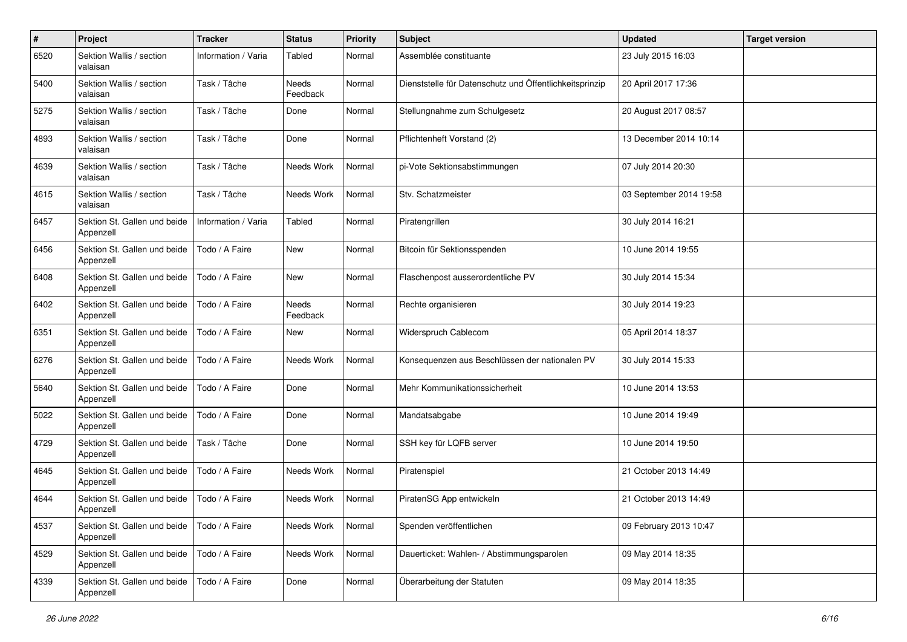| # | Project | Tracker | Status | Priority | Subject | Updated | Target version |
|---|---|---|---|---|---|---|---|
| 6520 | Sektion Wallis / section valaisan | Information / Varia | Tabled | Normal | Assemblée constituante | 23 July 2015 16:03 | |
| 5400 | Sektion Wallis / section valaisan | Task / Tâche | Needs Feedback | Normal | Dienststelle für Datenschutz und Öffentlichkeitsprinzip | 20 April 2017 17:36 | |
| 5275 | Sektion Wallis / section valaisan | Task / Tâche | Done | Normal | Stellungnahme zum Schulgesetz | 20 August 2017 08:57 | |
| 4893 | Sektion Wallis / section valaisan | Task / Tâche | Done | Normal | Pflichtenheft Vorstand (2) | 13 December 2014 10:14 | |
| 4639 | Sektion Wallis / section valaisan | Task / Tâche | Needs Work | Normal | pi-Vote Sektionsabstimmungen | 07 July 2014 20:30 | |
| 4615 | Sektion Wallis / section valaisan | Task / Tâche | Needs Work | Normal | Stv. Schatzmeister | 03 September 2014 19:58 | |
| 6457 | Sektion St. Gallen und beide Appenzell | Information / Varia | Tabled | Normal | Piratengrillen | 30 July 2014 16:21 | |
| 6456 | Sektion St. Gallen und beide Appenzell | Todo / A Faire | New | Normal | Bitcoin für Sektionsspenden | 10 June 2014 19:55 | |
| 6408 | Sektion St. Gallen und beide Appenzell | Todo / A Faire | New | Normal | Flaschenpost ausserordentliche PV | 30 July 2014 15:34 | |
| 6402 | Sektion St. Gallen und beide Appenzell | Todo / A Faire | Needs Feedback | Normal | Rechte organisieren | 30 July 2014 19:23 | |
| 6351 | Sektion St. Gallen und beide Appenzell | Todo / A Faire | New | Normal | Widerspruch Cablecom | 05 April 2014 18:37 | |
| 6276 | Sektion St. Gallen und beide Appenzell | Todo / A Faire | Needs Work | Normal | Konsequenzen aus Beschlüssen der nationalen PV | 30 July 2014 15:33 | |
| 5640 | Sektion St. Gallen und beide Appenzell | Todo / A Faire | Done | Normal | Mehr Kommunikationssicherheit | 10 June 2014 13:53 | |
| 5022 | Sektion St. Gallen und beide Appenzell | Todo / A Faire | Done | Normal | Mandatsabgabe | 10 June 2014 19:49 | |
| 4729 | Sektion St. Gallen und beide Appenzell | Task / Tâche | Done | Normal | SSH key für LQFB server | 10 June 2014 19:50 | |
| 4645 | Sektion St. Gallen und beide Appenzell | Todo / A Faire | Needs Work | Normal | Piratenspiel | 21 October 2013 14:49 | |
| 4644 | Sektion St. Gallen und beide Appenzell | Todo / A Faire | Needs Work | Normal | PiratenSG App entwickeln | 21 October 2013 14:49 | |
| 4537 | Sektion St. Gallen und beide Appenzell | Todo / A Faire | Needs Work | Normal | Spenden veröffentlichen | 09 February 2013 10:47 | |
| 4529 | Sektion St. Gallen und beide Appenzell | Todo / A Faire | Needs Work | Normal | Dauerticket: Wahlen- / Abstimmungsparolen | 09 May 2014 18:35 | |
| 4339 | Sektion St. Gallen und beide Appenzell | Todo / A Faire | Done | Normal | Überarbeitung der Statuten | 09 May 2014 18:35 | |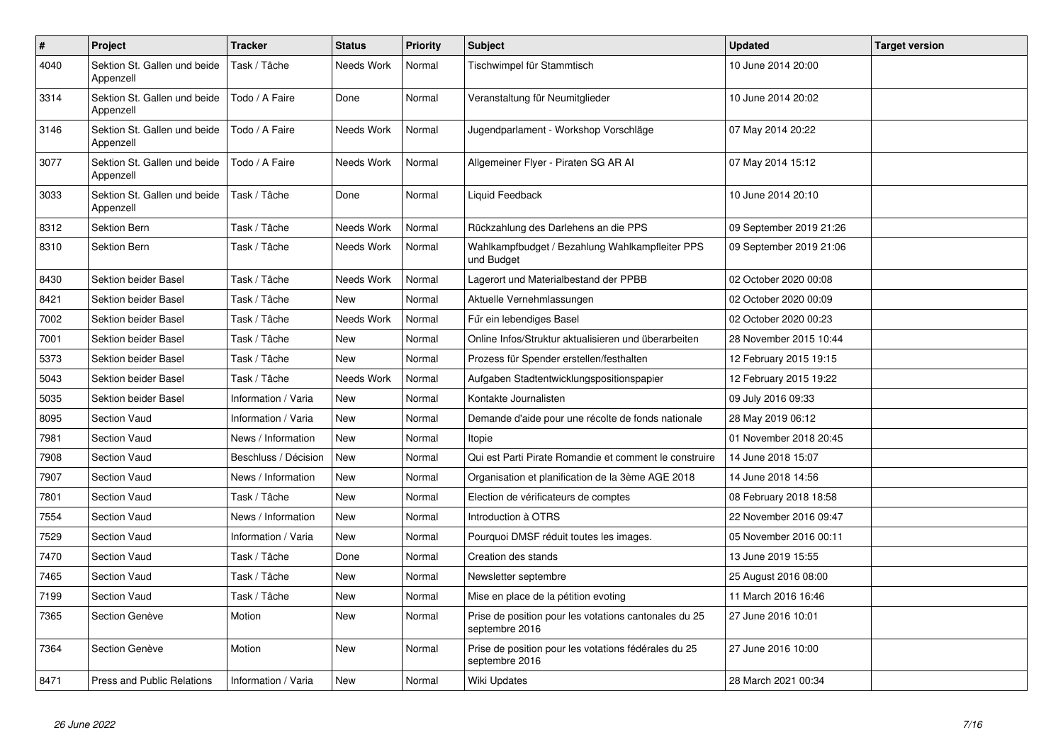| # | Project | Tracker | Status | Priority | Subject | Updated | Target version |
|---|---|---|---|---|---|---|---|
| 4040 | Sektion St. Gallen und beide Appenzell | Task / Tâche | Needs Work | Normal | Tischwimpel für Stammtisch | 10 June 2014 20:00 | |
| 3314 | Sektion St. Gallen und beide Appenzell | Todo / A Faire | Done | Normal | Veranstaltung für Neumitglieder | 10 June 2014 20:02 | |
| 3146 | Sektion St. Gallen und beide Appenzell | Todo / A Faire | Needs Work | Normal | Jugendparlament - Workshop Vorschläge | 07 May 2014 20:22 | |
| 3077 | Sektion St. Gallen und beide Appenzell | Todo / A Faire | Needs Work | Normal | Allgemeiner Flyer - Piraten SG AR AI | 07 May 2014 15:12 | |
| 3033 | Sektion St. Gallen und beide Appenzell | Task / Tâche | Done | Normal | Liquid Feedback | 10 June 2014 20:10 | |
| 8312 | Sektion Bern | Task / Tâche | Needs Work | Normal | Rückzahlung des Darlehens an die PPS | 09 September 2019 21:26 | |
| 8310 | Sektion Bern | Task / Tâche | Needs Work | Normal | Wahlkampfbudget / Bezahlung Wahlkampfleiter PPS und Budget | 09 September 2019 21:06 | |
| 8430 | Sektion beider Basel | Task / Tâche | Needs Work | Normal | Lagerort und Materialbestand der PPBB | 02 October 2020 00:08 | |
| 8421 | Sektion beider Basel | Task / Tâche | New | Normal | Aktuelle Vernehmlassungen | 02 October 2020 00:09 | |
| 7002 | Sektion beider Basel | Task / Tâche | Needs Work | Normal | Für ein lebendiges Basel | 02 October 2020 00:23 | |
| 7001 | Sektion beider Basel | Task / Tâche | New | Normal | Online Infos/Struktur aktualisieren und überarbeiten | 28 November 2015 10:44 | |
| 5373 | Sektion beider Basel | Task / Tâche | New | Normal | Prozess für Spender erstellen/festhalten | 12 February 2015 19:15 | |
| 5043 | Sektion beider Basel | Task / Tâche | Needs Work | Normal | Aufgaben Stadtentwicklungspositionspapier | 12 February 2015 19:22 | |
| 5035 | Sektion beider Basel | Information / Varia | New | Normal | Kontakte Journalisten | 09 July 2016 09:33 | |
| 8095 | Section Vaud | Information / Varia | New | Normal | Demande d'aide pour une récolte de fonds nationale | 28 May 2019 06:12 | |
| 7981 | Section Vaud | News / Information | New | Normal | Itopie | 01 November 2018 20:45 | |
| 7908 | Section Vaud | Beschluss / Décision | New | Normal | Qui est Parti Pirate Romandie et comment le construire | 14 June 2018 15:07 | |
| 7907 | Section Vaud | News / Information | New | Normal | Organisation et planification de la 3ème AGE 2018 | 14 June 2018 14:56 | |
| 7801 | Section Vaud | Task / Tâche | New | Normal | Election de vérificateurs de comptes | 08 February 2018 18:58 | |
| 7554 | Section Vaud | News / Information | New | Normal | Introduction à OTRS | 22 November 2016 09:47 | |
| 7529 | Section Vaud | Information / Varia | New | Normal | Pourquoi DMSF réduit toutes les images. | 05 November 2016 00:11 | |
| 7470 | Section Vaud | Task / Tâche | Done | Normal | Creation des stands | 13 June 2019 15:55 | |
| 7465 | Section Vaud | Task / Tâche | New | Normal | Newsletter septembre | 25 August 2016 08:00 | |
| 7199 | Section Vaud | Task / Tâche | New | Normal | Mise en place de la pétition evoting | 11 March 2016 16:46 | |
| 7365 | Section Genève | Motion | New | Normal | Prise de position pour les votations cantonales du 25 septembre 2016 | 27 June 2016 10:01 | |
| 7364 | Section Genève | Motion | New | Normal | Prise de position pour les votations fédérales du 25 septembre 2016 | 27 June 2016 10:00 | |
| 8471 | Press and Public Relations | Information / Varia | New | Normal | Wiki Updates | 28 March 2021 00:34 | |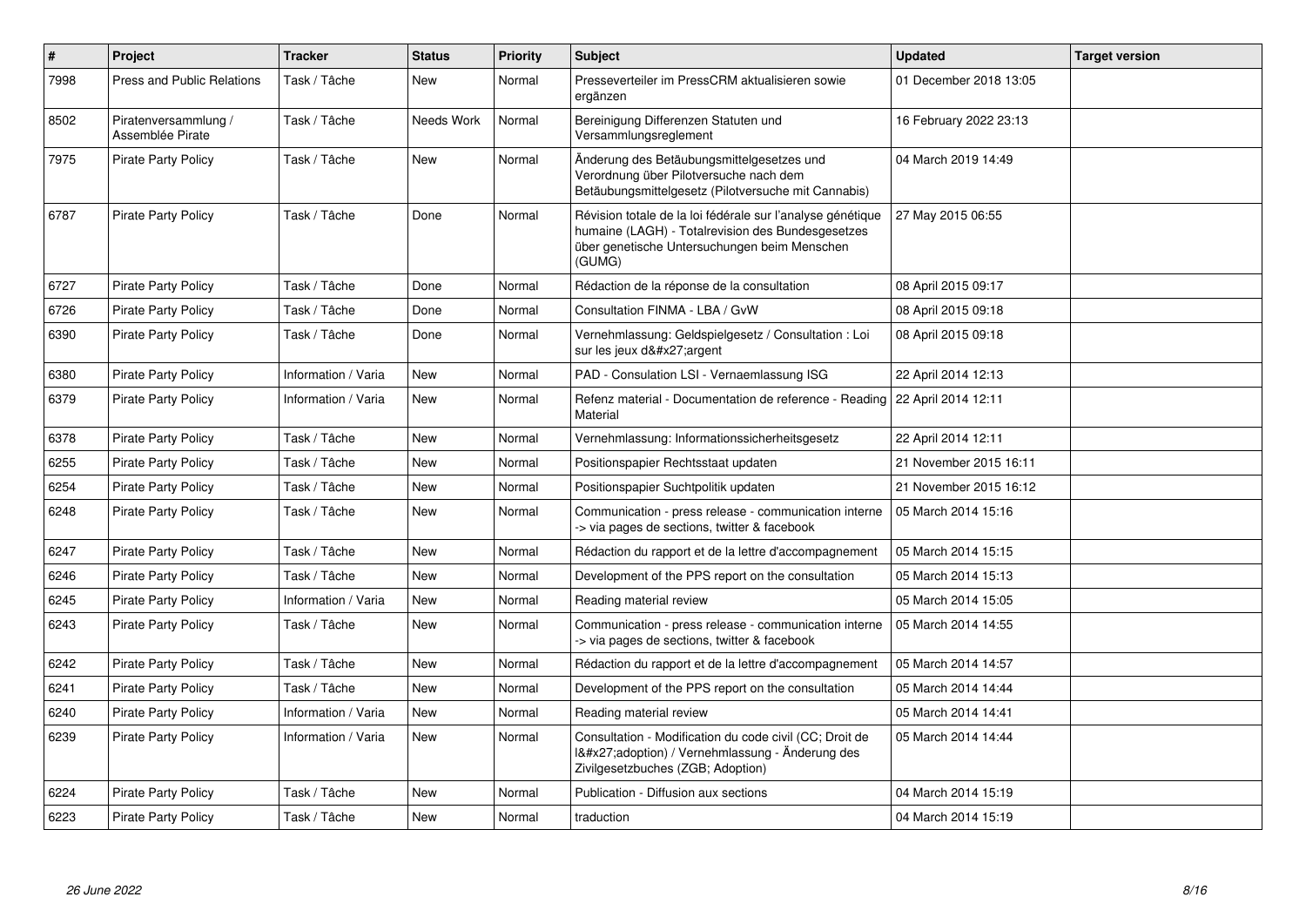| # | Project | Tracker | Status | Priority | Subject | Updated | Target version |
|---|---|---|---|---|---|---|---|
| 7998 | Press and Public Relations | Task / Tâche | New | Normal | Presseverteiler im PressCRM aktualisieren sowie ergänzen | 01 December 2018 13:05 | |
| 8502 | Piratenversammlung / Assemblée Pirate | Task / Tâche | Needs Work | Normal | Bereinigung Differenzen Statuten und Versammlungsreglement | 16 February 2022 23:13 | |
| 7975 | Pirate Party Policy | Task / Tâche | New | Normal | Änderung des Betäubungsmittelgesetzes und Verordnung über Pilotversuche nach dem Betäubungsmittelgesetz (Pilotversuche mit Cannabis) | 04 March 2019 14:49 | |
| 6787 | Pirate Party Policy | Task / Tâche | Done | Normal | Révision totale de la loi fédérale sur l'analyse génétique humaine (LAGH) - Totalrevision des Bundesgesetzes über genetische Untersuchungen beim Menschen (GUMG) | 27 May 2015 06:55 | |
| 6727 | Pirate Party Policy | Task / Tâche | Done | Normal | Rédaction de la réponse de la consultation | 08 April 2015 09:17 | |
| 6726 | Pirate Party Policy | Task / Tâche | Done | Normal | Consultation FINMA - LBA / GvW | 08 April 2015 09:18 | |
| 6390 | Pirate Party Policy | Task / Tâche | Done | Normal | Vernehmlassung: Geldspielgesetz / Consultation : Loi sur les jeux d&#x27;argent | 08 April 2015 09:18 | |
| 6380 | Pirate Party Policy | Information / Varia | New | Normal | PAD - Consulation LSI - Vernaemlassung ISG | 22 April 2014 12:13 | |
| 6379 | Pirate Party Policy | Information / Varia | New | Normal | Refenz material - Documentation de reference - Reading Material | 22 April 2014 12:11 | |
| 6378 | Pirate Party Policy | Task / Tâche | New | Normal | Vernehmlassung: Informationssicherheitsgesetz | 22 April 2014 12:11 | |
| 6255 | Pirate Party Policy | Task / Tâche | New | Normal | Positionspapier Rechtsstaat updaten | 21 November 2015 16:11 | |
| 6254 | Pirate Party Policy | Task / Tâche | New | Normal | Positionspapier Suchtpolitik updaten | 21 November 2015 16:12 | |
| 6248 | Pirate Party Policy | Task / Tâche | New | Normal | Communication - press release - communication interne -> via pages de sections, twitter & facebook | 05 March 2014 15:16 | |
| 6247 | Pirate Party Policy | Task / Tâche | New | Normal | Rédaction du rapport et de la lettre d'accompagnement | 05 March 2014 15:15 | |
| 6246 | Pirate Party Policy | Task / Tâche | New | Normal | Development of the PPS report on the consultation | 05 March 2014 15:13 | |
| 6245 | Pirate Party Policy | Information / Varia | New | Normal | Reading material review | 05 March 2014 15:05 | |
| 6243 | Pirate Party Policy | Task / Tâche | New | Normal | Communication - press release - communication interne -> via pages de sections, twitter & facebook | 05 March 2014 14:55 | |
| 6242 | Pirate Party Policy | Task / Tâche | New | Normal | Rédaction du rapport et de la lettre d'accompagnement | 05 March 2014 14:57 | |
| 6241 | Pirate Party Policy | Task / Tâche | New | Normal | Development of the PPS report on the consultation | 05 March 2014 14:44 | |
| 6240 | Pirate Party Policy | Information / Varia | New | Normal | Reading material review | 05 March 2014 14:41 | |
| 6239 | Pirate Party Policy | Information / Varia | New | Normal | Consultation - Modification du code civil (CC; Droit de l&#x27;adoption) / Vernehmlassung - Änderung des Zivilgesetzbuches (ZGB; Adoption) | 05 March 2014 14:44 | |
| 6224 | Pirate Party Policy | Task / Tâche | New | Normal | Publication - Diffusion aux sections | 04 March 2014 15:19 | |
| 6223 | Pirate Party Policy | Task / Tâche | New | Normal | traduction | 04 March 2014 15:19 | |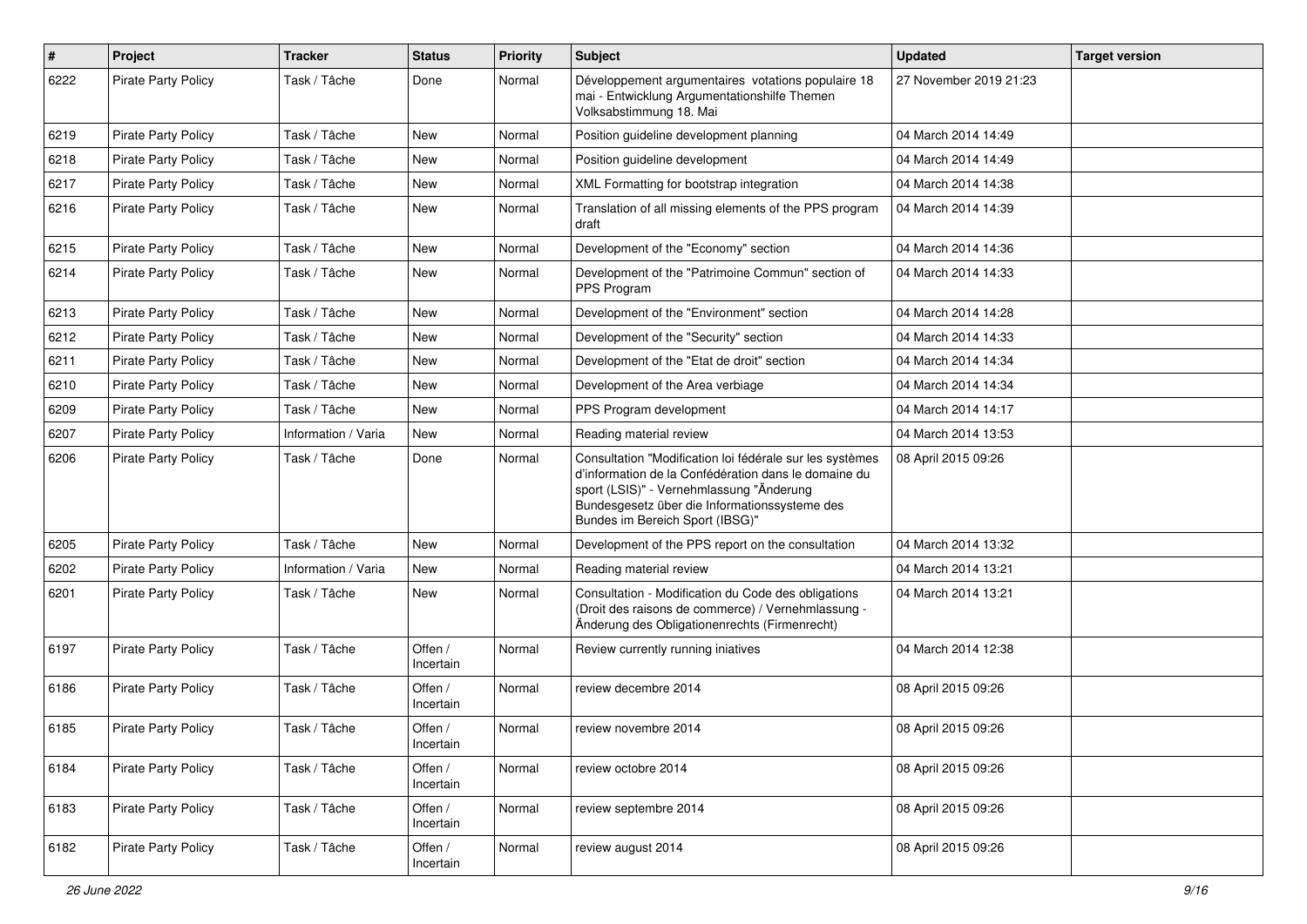| # | Project | Tracker | Status | Priority | Subject | Updated | Target version |
|---|---|---|---|---|---|---|---|
| 6222 | Pirate Party Policy | Task / Tâche | Done | Normal | Développement argumentaires votations populaire 18 mai - Entwicklung Argumentationshilfe Themen Volksabstimmung 18. Mai | 27 November 2019 21:23 | |
| 6219 | Pirate Party Policy | Task / Tâche | New | Normal | Position guideline development planning | 04 March 2014 14:49 | |
| 6218 | Pirate Party Policy | Task / Tâche | New | Normal | Position guideline development | 04 March 2014 14:49 | |
| 6217 | Pirate Party Policy | Task / Tâche | New | Normal | XML Formatting for bootstrap integration | 04 March 2014 14:38 | |
| 6216 | Pirate Party Policy | Task / Tâche | New | Normal | Translation of all missing elements of the PPS program draft | 04 March 2014 14:39 | |
| 6215 | Pirate Party Policy | Task / Tâche | New | Normal | Development of the "Economy" section | 04 March 2014 14:36 | |
| 6214 | Pirate Party Policy | Task / Tâche | New | Normal | Development of the "Patrimoine Commun" section of PPS Program | 04 March 2014 14:33 | |
| 6213 | Pirate Party Policy | Task / Tâche | New | Normal | Development of the "Environment" section | 04 March 2014 14:28 | |
| 6212 | Pirate Party Policy | Task / Tâche | New | Normal | Development of the "Security" section | 04 March 2014 14:33 | |
| 6211 | Pirate Party Policy | Task / Tâche | New | Normal | Development of the "Etat de droit" section | 04 March 2014 14:34 | |
| 6210 | Pirate Party Policy | Task / Tâche | New | Normal | Development of the Area verbiage | 04 March 2014 14:34 | |
| 6209 | Pirate Party Policy | Task / Tâche | New | Normal | PPS Program development | 04 March 2014 14:17 | |
| 6207 | Pirate Party Policy | Information / Varia | New | Normal | Reading material review | 04 March 2014 13:53 | |
| 6206 | Pirate Party Policy | Task / Tâche | Done | Normal | Consultation "Modification loi fédérale sur les systèmes d'information de la Confédération dans le domaine du sport (LSIS)" - Vernehmlassung "Änderung Bundesgesetz über die Informationssysteme des Bundes im Bereich Sport (IBSG)" | 08 April 2015 09:26 | |
| 6205 | Pirate Party Policy | Task / Tâche | New | Normal | Development of the PPS report on the consultation | 04 March 2014 13:32 | |
| 6202 | Pirate Party Policy | Information / Varia | New | Normal | Reading material review | 04 March 2014 13:21 | |
| 6201 | Pirate Party Policy | Task / Tâche | New | Normal | Consultation - Modification du Code des obligations (Droit des raisons de commerce) / Vernehmlassung - Änderung des Obligationenrechts (Firmenrecht) | 04 March 2014 13:21 | |
| 6197 | Pirate Party Policy | Task / Tâche | Offen / Incertain | Normal | Review currently running iniatives | 04 March 2014 12:38 | |
| 6186 | Pirate Party Policy | Task / Tâche | Offen / Incertain | Normal | review decembre 2014 | 08 April 2015 09:26 | |
| 6185 | Pirate Party Policy | Task / Tâche | Offen / Incertain | Normal | review novembre 2014 | 08 April 2015 09:26 | |
| 6184 | Pirate Party Policy | Task / Tâche | Offen / Incertain | Normal | review octobre 2014 | 08 April 2015 09:26 | |
| 6183 | Pirate Party Policy | Task / Tâche | Offen / Incertain | Normal | review septembre 2014 | 08 April 2015 09:26 | |
| 6182 | Pirate Party Policy | Task / Tâche | Offen / Incertain | Normal | review august 2014 | 08 April 2015 09:26 | |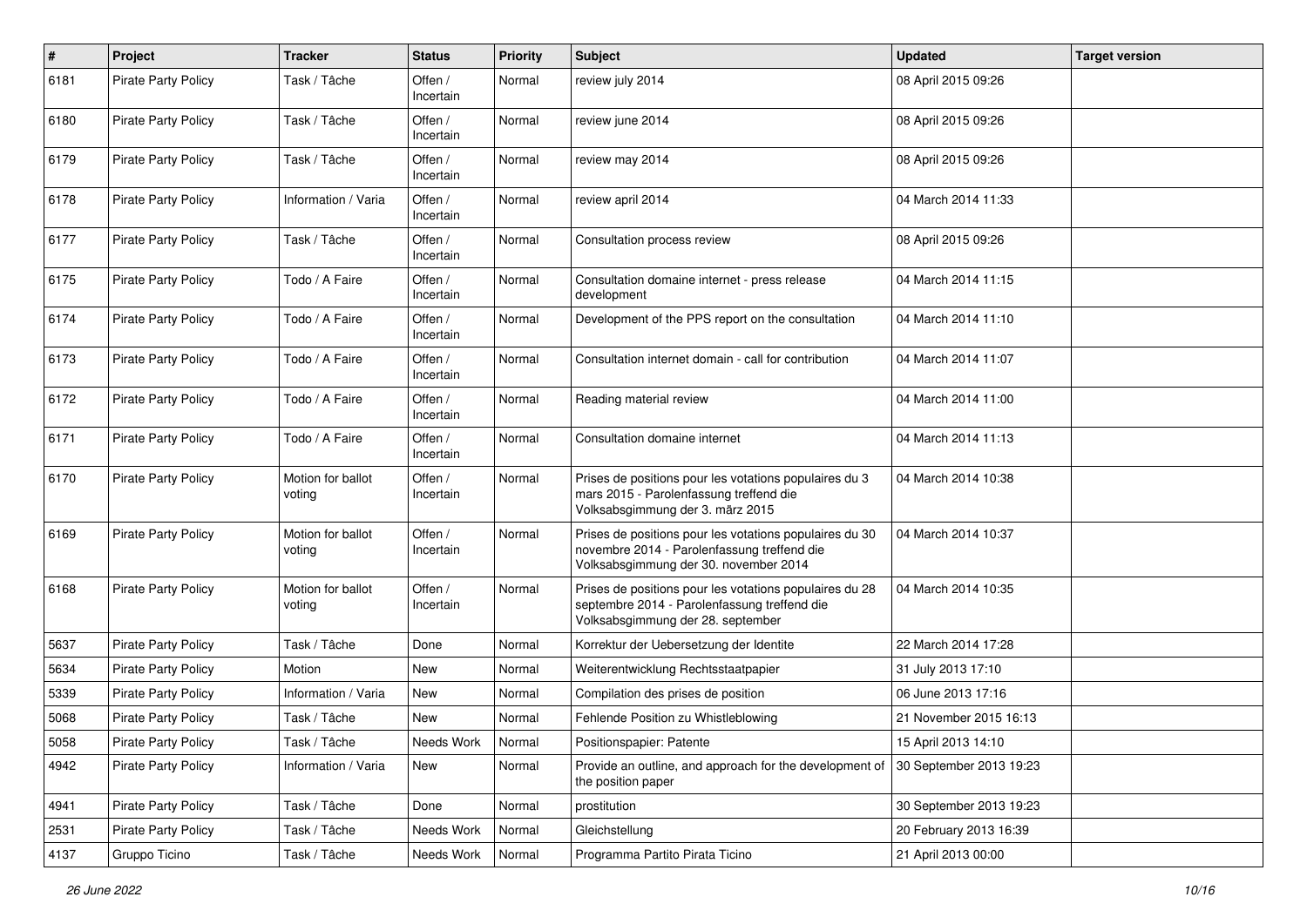| # | Project | Tracker | Status | Priority | Subject | Updated | Target version |
|---|---|---|---|---|---|---|---|
| 6181 | Pirate Party Policy | Task / Tâche | Offen / Incertain | Normal | review july 2014 | 08 April 2015 09:26 | |
| 6180 | Pirate Party Policy | Task / Tâche | Offen / Incertain | Normal | review june 2014 | 08 April 2015 09:26 | |
| 6179 | Pirate Party Policy | Task / Tâche | Offen / Incertain | Normal | review may 2014 | 08 April 2015 09:26 | |
| 6178 | Pirate Party Policy | Information / Varia | Offen / Incertain | Normal | review april 2014 | 04 March 2014 11:33 | |
| 6177 | Pirate Party Policy | Task / Tâche | Offen / Incertain | Normal | Consultation process review | 08 April 2015 09:26 | |
| 6175 | Pirate Party Policy | Todo / A Faire | Offen / Incertain | Normal | Consultation domaine internet - press release development | 04 March 2014 11:15 | |
| 6174 | Pirate Party Policy | Todo / A Faire | Offen / Incertain | Normal | Development of the PPS report on the consultation | 04 March 2014 11:10 | |
| 6173 | Pirate Party Policy | Todo / A Faire | Offen / Incertain | Normal | Consultation internet domain - call for contribution | 04 March 2014 11:07 | |
| 6172 | Pirate Party Policy | Todo / A Faire | Offen / Incertain | Normal | Reading material review | 04 March 2014 11:00 | |
| 6171 | Pirate Party Policy | Todo / A Faire | Offen / Incertain | Normal | Consultation domaine internet | 04 March 2014 11:13 | |
| 6170 | Pirate Party Policy | Motion for ballot voting | Offen / Incertain | Normal | Prises de positions pour les votations populaires du 3 mars 2015 - Parolenfassung treffend die Volksabsgimmung der 3. märz 2015 | 04 March 2014 10:38 | |
| 6169 | Pirate Party Policy | Motion for ballot voting | Offen / Incertain | Normal | Prises de positions pour les votations populaires du 30 novembre 2014 - Parolenfassung treffend die Volksabsgimmung der 30. november 2014 | 04 March 2014 10:37 | |
| 6168 | Pirate Party Policy | Motion for ballot voting | Offen / Incertain | Normal | Prises de positions pour les votations populaires du 28 septembre 2014 - Parolenfassung treffend die Volksabsgimmung der 28. september | 04 March 2014 10:35 | |
| 5637 | Pirate Party Policy | Task / Tâche | Done | Normal | Korrektur der Uebersetzung der Identite | 22 March 2014 17:28 | |
| 5634 | Pirate Party Policy | Motion | New | Normal | Weiterentwicklung Rechtsstaatpapier | 31 July 2013 17:10 | |
| 5339 | Pirate Party Policy | Information / Varia | New | Normal | Compilation des prises de position | 06 June 2013 17:16 | |
| 5068 | Pirate Party Policy | Task / Tâche | New | Normal | Fehlende Position zu Whistleblowing | 21 November 2015 16:13 | |
| 5058 | Pirate Party Policy | Task / Tâche | Needs Work | Normal | Positionspapier: Patente | 15 April 2013 14:10 | |
| 4942 | Pirate Party Policy | Information / Varia | New | Normal | Provide an outline, and approach for the development of the position paper | 30 September 2013 19:23 | |
| 4941 | Pirate Party Policy | Task / Tâche | Done | Normal | prostitution | 30 September 2013 19:23 | |
| 2531 | Pirate Party Policy | Task / Tâche | Needs Work | Normal | Gleichstellung | 20 February 2013 16:39 | |
| 4137 | Gruppo Ticino | Task / Tâche | Needs Work | Normal | Programma Partito Pirata Ticino | 21 April 2013 00:00 | |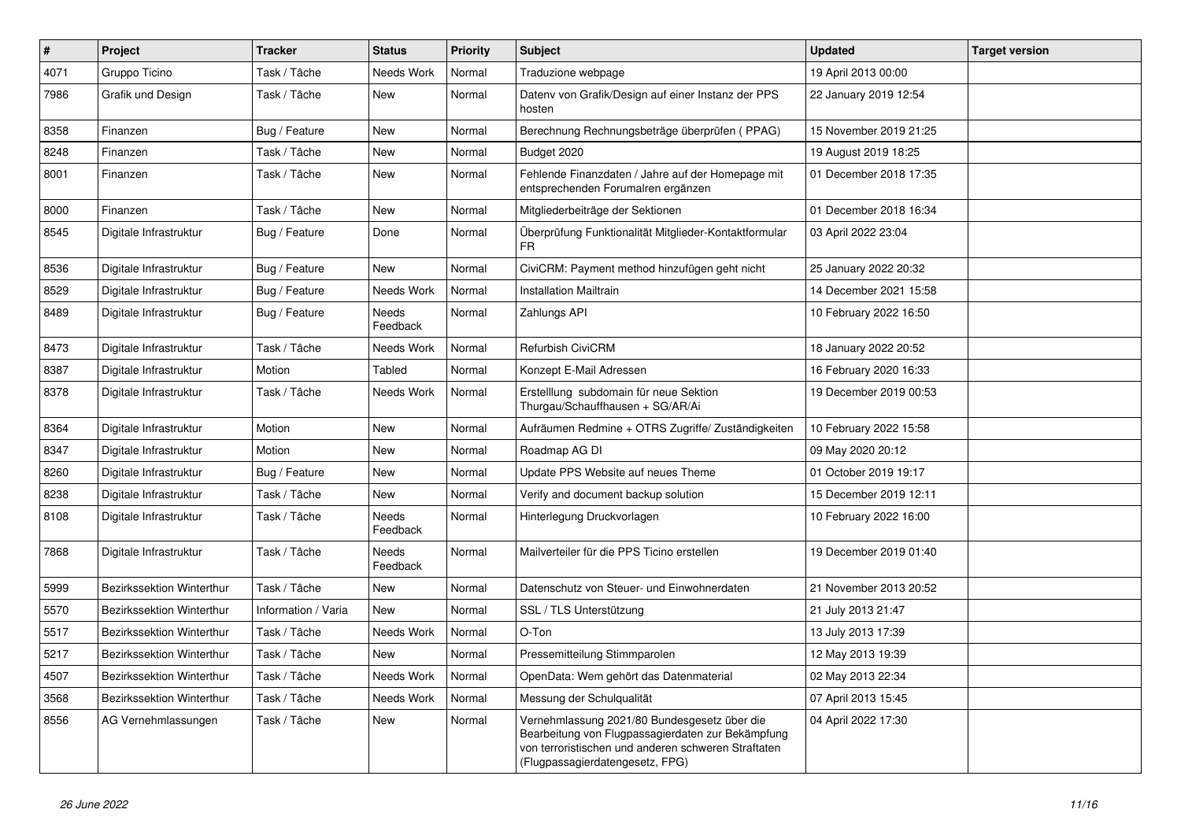| # | Project | Tracker | Status | Priority | Subject | Updated | Target version |
|---|---|---|---|---|---|---|---|
| 4071 | Gruppo Ticino | Task / Tâche | Needs Work | Normal | Traduzione webpage | 19 April 2013 00:00 | |
| 7986 | Grafik und Design | Task / Tâche | New | Normal | Datenv von Grafik/Design auf einer Instanz der PPS hosten | 22 January 2019 12:54 | |
| 8358 | Finanzen | Bug / Feature | New | Normal | Berechnung Rechnungsbeträge überprüfen ( PPAG) | 15 November 2019 21:25 | |
| 8248 | Finanzen | Task / Tâche | New | Normal | Budget 2020 | 19 August 2019 18:25 | |
| 8001 | Finanzen | Task / Tâche | New | Normal | Fehlende Finanzdaten / Jahre auf der Homepage mit entsprechenden Forumalren ergänzen | 01 December 2018 17:35 | |
| 8000 | Finanzen | Task / Tâche | New | Normal | Mitgliederbeiträge der Sektionen | 01 December 2018 16:34 | |
| 8545 | Digitale Infrastruktur | Bug / Feature | Done | Normal | Überprüfung Funktionalität Mitglieder-Kontaktformular FR | 03 April 2022 23:04 | |
| 8536 | Digitale Infrastruktur | Bug / Feature | New | Normal | CiviCRM: Payment method hinzufügen geht nicht | 25 January 2022 20:32 | |
| 8529 | Digitale Infrastruktur | Bug / Feature | Needs Work | Normal | Installation Mailtrain | 14 December 2021 15:58 | |
| 8489 | Digitale Infrastruktur | Bug / Feature | Needs Feedback | Normal | Zahlungs API | 10 February 2022 16:50 | |
| 8473 | Digitale Infrastruktur | Task / Tâche | Needs Work | Normal | Refurbish CiviCRM | 18 January 2022 20:52 | |
| 8387 | Digitale Infrastruktur | Motion | Tabled | Normal | Konzept E-Mail Adressen | 16 February 2020 16:33 | |
| 8378 | Digitale Infrastruktur | Task / Tâche | Needs Work | Normal | Erstelllung subdomain für neue Sektion Thurgau/Schauffhausen + SG/AR/Ai | 19 December 2019 00:53 | |
| 8364 | Digitale Infrastruktur | Motion | New | Normal | Aufräumen Redmine + OTRS Zugriffe/ Zuständigkeiten | 10 February 2022 15:58 | |
| 8347 | Digitale Infrastruktur | Motion | New | Normal | Roadmap AG DI | 09 May 2020 20:12 | |
| 8260 | Digitale Infrastruktur | Bug / Feature | New | Normal | Update PPS Website auf neues Theme | 01 October 2019 19:17 | |
| 8238 | Digitale Infrastruktur | Task / Tâche | New | Normal | Verify and document backup solution | 15 December 2019 12:11 | |
| 8108 | Digitale Infrastruktur | Task / Tâche | Needs Feedback | Normal | Hinterlegung Druckvorlagen | 10 February 2022 16:00 | |
| 7868 | Digitale Infrastruktur | Task / Tâche | Needs Feedback | Normal | Mailverteiler für die PPS Ticino erstellen | 19 December 2019 01:40 | |
| 5999 | Bezirkssektion Winterthur | Task / Tâche | New | Normal | Datenschutz von Steuer- und Einwohnerdaten | 21 November 2013 20:52 | |
| 5570 | Bezirkssektion Winterthur | Information / Varia | New | Normal | SSL / TLS Unterstützung | 21 July 2013 21:47 | |
| 5517 | Bezirkssektion Winterthur | Task / Tâche | Needs Work | Normal | O-Ton | 13 July 2013 17:39 | |
| 5217 | Bezirkssektion Winterthur | Task / Tâche | New | Normal | Pressemitteilung Stimmparolen | 12 May 2013 19:39 | |
| 4507 | Bezirkssektion Winterthur | Task / Tâche | Needs Work | Normal | OpenData: Wem gehört das Datenmaterial | 02 May 2013 22:34 | |
| 3568 | Bezirkssektion Winterthur | Task / Tâche | Needs Work | Normal | Messung der Schulqualität | 07 April 2013 15:45 | |
| 8556 | AG Vernehmlassungen | Task / Tâche | New | Normal | Vernehmlassung 2021/80 Bundesgesetz über die Bearbeitung von Flugpassagierdaten zur Bekämpfung von terroristischen und anderen schweren Straftaten (Flugpassagierdatengesetz, FPG) | 04 April 2022 17:30 | |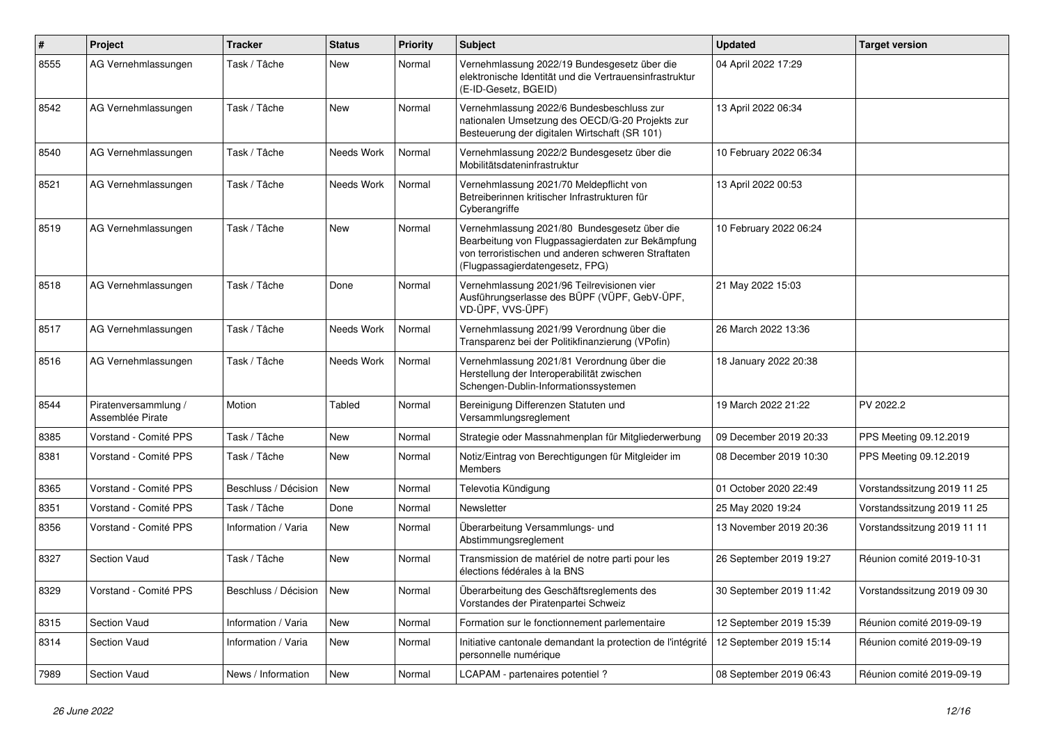| # | Project | Tracker | Status | Priority | Subject | Updated | Target version |
|---|---|---|---|---|---|---|---|
| 8555 | AG Vernehmlassungen | Task / Tâche | New | Normal | Vernehmlassung 2022/19 Bundesgesetz über die elektronische Identität und die Vertrauensinfrastruktur (E-ID-Gesetz, BGEID) | 04 April 2022 17:29 | |
| 8542 | AG Vernehmlassungen | Task / Tâche | New | Normal | Vernehmlassung 2022/6 Bundesbeschluss zur nationalen Umsetzung des OECD/G-20 Projekts zur Besteuerung der digitalen Wirtschaft (SR 101) | 13 April 2022 06:34 | |
| 8540 | AG Vernehmlassungen | Task / Tâche | Needs Work | Normal | Vernehmlassung 2022/2 Bundesgesetz über die Mobilitätsdateninfrastruktur | 10 February 2022 06:34 | |
| 8521 | AG Vernehmlassungen | Task / Tâche | Needs Work | Normal | Vernehmlassung 2021/70 Meldepflicht von Betreiberinnen kritischer Infrastrukturen für Cyberangriffe | 13 April 2022 00:53 | |
| 8519 | AG Vernehmlassungen | Task / Tâche | New | Normal | Vernehmlassung 2021/80 Bundesgesetz über die Bearbeitung von Flugpassagierdaten zur Bekämpfung von terroristischen und anderen schweren Straftaten (Flugpassagierdatengesetz, FPG) | 10 February 2022 06:24 | |
| 8518 | AG Vernehmlassungen | Task / Tâche | Done | Normal | Vernehmlassung 2021/96 Teilrevisionen vier Ausführungserlasse des BÜPF (VÜPF, GebV-ÜPF, VD-ÜPF, VVS-ÜPF) | 21 May 2022 15:03 | |
| 8517 | AG Vernehmlassungen | Task / Tâche | Needs Work | Normal | Vernehmlassung 2021/99 Verordnung über die Transparenz bei der Politikfinanzierung (VPofin) | 26 March 2022 13:36 | |
| 8516 | AG Vernehmlassungen | Task / Tâche | Needs Work | Normal | Vernehmlassung 2021/81 Verordnung über die Herstellung der Interoperabilität zwischen Schengen-Dublin-Informationssystemen | 18 January 2022 20:38 | |
| 8544 | Piratenversammlung / Assemblée Pirate | Motion | Tabled | Normal | Bereinigung Differenzen Statuten und Versammlungsreglement | 19 March 2022 21:22 | PV 2022.2 |
| 8385 | Vorstand - Comité PPS | Task / Tâche | New | Normal | Strategie oder Massnahmenplan für Mitgliederwerbung | 09 December 2019 20:33 | PPS Meeting 09.12.2019 |
| 8381 | Vorstand - Comité PPS | Task / Tâche | New | Normal | Notiz/Eintrag von Berechtigungen für Mitgleider im Members | 08 December 2019 10:30 | PPS Meeting 09.12.2019 |
| 8365 | Vorstand - Comité PPS | Beschluss / Décision | New | Normal | Televotia Kündigung | 01 October 2020 22:49 | Vorstandssitzung 2019 11 25 |
| 8351 | Vorstand - Comité PPS | Task / Tâche | Done | Normal | Newsletter | 25 May 2020 19:24 | Vorstandssitzung 2019 11 25 |
| 8356 | Vorstand - Comité PPS | Information / Varia | New | Normal | Überarbeitung Versammlungs- und Abstimmungsreglement | 13 November 2019 20:36 | Vorstandssitzung 2019 11 11 |
| 8327 | Section Vaud | Task / Tâche | New | Normal | Transmission de matériel de notre parti pour les élections fédérales à la BNS | 26 September 2019 19:27 | Réunion comité 2019-10-31 |
| 8329 | Vorstand - Comité PPS | Beschluss / Décision | New | Normal | Überarbeitung des Geschäftsreglements des Vorstandes der Piratenpartei Schweiz | 30 September 2019 11:42 | Vorstandssitzung 2019 09 30 |
| 8315 | Section Vaud | Information / Varia | New | Normal | Formation sur le fonctionnement parlementaire | 12 September 2019 15:39 | Réunion comité 2019-09-19 |
| 8314 | Section Vaud | Information / Varia | New | Normal | Initiative cantonale demandant la protection de l'intégrité personnelle numérique | 12 September 2019 15:14 | Réunion comité 2019-09-19 |
| 7989 | Section Vaud | News / Information | New | Normal | LCAPAM - partenaires potentiel ? | 08 September 2019 06:43 | Réunion comité 2019-09-19 |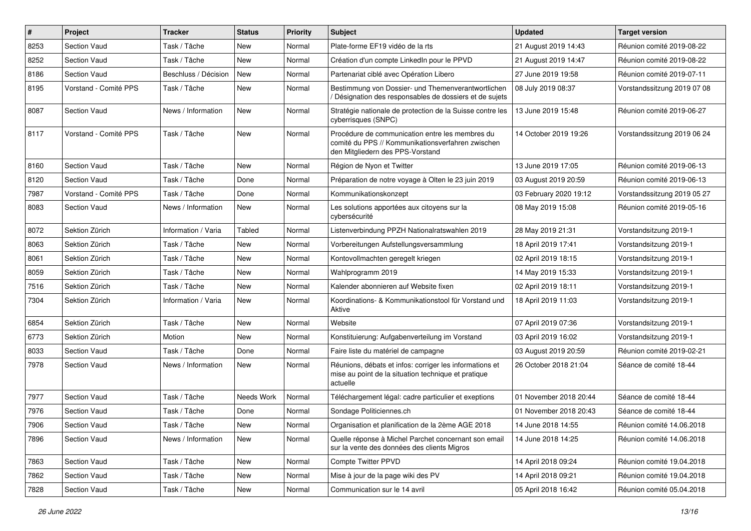| # | Project | Tracker | Status | Priority | Subject | Updated | Target version |
|---|---|---|---|---|---|---|---|
| 8253 | Section Vaud | Task / Tâche | New | Normal | Plate-forme EF19 vidéo de la rts | 21 August 2019 14:43 | Réunion comité 2019-08-22 |
| 8252 | Section Vaud | Task / Tâche | New | Normal | Création d'un compte LinkedIn pour le PPVD | 21 August 2019 14:47 | Réunion comité 2019-08-22 |
| 8186 | Section Vaud | Beschluss / Décision | New | Normal | Partenariat ciblé avec Opération Libero | 27 June 2019 19:58 | Réunion comité 2019-07-11 |
| 8195 | Vorstand - Comité PPS | Task / Tâche | New | Normal | Bestimmung von Dossier- und Themenverantwortlichen / Désignation des responsables de dossiers et de sujets | 08 July 2019 08:37 | Vorstandssitzung 2019 07 08 |
| 8087 | Section Vaud | News / Information | New | Normal | Stratégie nationale de protection de la Suisse contre les cyberrisques (SNPC) | 13 June 2019 15:48 | Réunion comité 2019-06-27 |
| 8117 | Vorstand - Comité PPS | Task / Tâche | New | Normal | Procédure de communication entre les membres du comité du PPS // Kommunikationsverfahren zwischen den Mitgliedern des PPS-Vorstand | 14 October 2019 19:26 | Vorstandssitzung 2019 06 24 |
| 8160 | Section Vaud | Task / Tâche | New | Normal | Région de Nyon et Twitter | 13 June 2019 17:05 | Réunion comité 2019-06-13 |
| 8120 | Section Vaud | Task / Tâche | Done | Normal | Préparation de notre voyage à Olten le 23 juin 2019 | 03 August 2019 20:59 | Réunion comité 2019-06-13 |
| 7987 | Vorstand - Comité PPS | Task / Tâche | Done | Normal | Kommunikationskonzept | 03 February 2020 19:12 | Vorstandssitzung 2019 05 27 |
| 8083 | Section Vaud | News / Information | New | Normal | Les solutions apportées aux citoyens sur la cybersécurité | 08 May 2019 15:08 | Réunion comité 2019-05-16 |
| 8072 | Sektion Zürich | Information / Varia | Tabled | Normal | Listenverbindung PPZH Nationalratswahlen 2019 | 28 May 2019 21:31 | Vorstandsitzung 2019-1 |
| 8063 | Sektion Zürich | Task / Tâche | New | Normal | Vorbereitungen Aufstellungsversammlung | 18 April 2019 17:41 | Vorstandsitzung 2019-1 |
| 8061 | Sektion Zürich | Task / Tâche | New | Normal | Kontovollmachten geregelt kriegen | 02 April 2019 18:15 | Vorstandsitzung 2019-1 |
| 8059 | Sektion Zürich | Task / Tâche | New | Normal | Wahlprogramm 2019 | 14 May 2019 15:33 | Vorstandsitzung 2019-1 |
| 7516 | Sektion Zürich | Task / Tâche | New | Normal | Kalender abonnieren auf Website fixen | 02 April 2019 18:11 | Vorstandsitzung 2019-1 |
| 7304 | Sektion Zürich | Information / Varia | New | Normal | Koordinations- & Kommunikationstool für Vorstand und Aktive | 18 April 2019 11:03 | Vorstandsitzung 2019-1 |
| 6854 | Sektion Zürich | Task / Tâche | New | Normal | Website | 07 April 2019 07:36 | Vorstandsitzung 2019-1 |
| 6773 | Sektion Zürich | Motion | New | Normal | Konstituierung: Aufgabenverteilung im Vorstand | 03 April 2019 16:02 | Vorstandsitzung 2019-1 |
| 8033 | Section Vaud | Task / Tâche | Done | Normal | Faire liste du matériel de campagne | 03 August 2019 20:59 | Réunion comité 2019-02-21 |
| 7978 | Section Vaud | News / Information | New | Normal | Réunions, débats et infos: corriger les informations et mise au point de la situation technique et pratique actuelle | 26 October 2018 21:04 | Séance de comité 18-44 |
| 7977 | Section Vaud | Task / Tâche | Needs Work | Normal | Téléchargement légal: cadre particulier et exeptions | 01 November 2018 20:44 | Séance de comité 18-44 |
| 7976 | Section Vaud | Task / Tâche | Done | Normal | Sondage Politiciennes.ch | 01 November 2018 20:43 | Séance de comité 18-44 |
| 7906 | Section Vaud | Task / Tâche | New | Normal | Organisation et planification de la 2ème AGE 2018 | 14 June 2018 14:55 | Réunion comité 14.06.2018 |
| 7896 | Section Vaud | News / Information | New | Normal | Quelle réponse à Michel Parchet concernant son email sur la vente des données des clients Migros | 14 June 2018 14:25 | Réunion comité 14.06.2018 |
| 7863 | Section Vaud | Task / Tâche | New | Normal | Compte Twitter PPVD | 14 April 2018 09:24 | Réunion comité 19.04.2018 |
| 7862 | Section Vaud | Task / Tâche | New | Normal | Mise à jour de la page wiki des PV | 14 April 2018 09:21 | Réunion comité 19.04.2018 |
| 7828 | Section Vaud | Task / Tâche | New | Normal | Communication sur le 14 avril | 05 April 2018 16:42 | Réunion comité 05.04.2018 |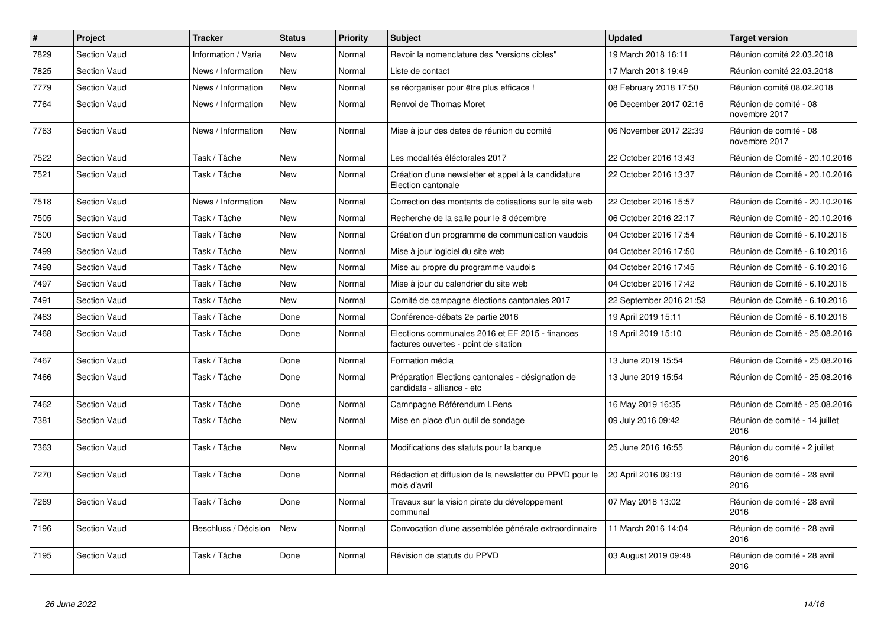| # | Project | Tracker | Status | Priority | Subject | Updated | Target version |
|---|---|---|---|---|---|---|---|
| 7829 | Section Vaud | Information / Varia | New | Normal | Revoir la nomenclature des "versions cibles" | 19 March 2018 16:11 | Réunion comité 22.03.2018 |
| 7825 | Section Vaud | News / Information | New | Normal | Liste de contact | 17 March 2018 19:49 | Réunion comité 22.03.2018 |
| 7779 | Section Vaud | News / Information | New | Normal | se réorganiser pour être plus efficace ! | 08 February 2018 17:50 | Réunion comité 08.02.2018 |
| 7764 | Section Vaud | News / Information | New | Normal | Renvoi de Thomas Moret | 06 December 2017 02:16 | Réunion de comité - 08 novembre 2017 |
| 7763 | Section Vaud | News / Information | New | Normal | Mise à jour des dates de réunion du comité | 06 November 2017 22:39 | Réunion de comité - 08 novembre 2017 |
| 7522 | Section Vaud | Task / Tâche | New | Normal | Les modalités éléctorales 2017 | 22 October 2016 13:43 | Réunion de Comité - 20.10.2016 |
| 7521 | Section Vaud | Task / Tâche | New | Normal | Création d'une newsletter et appel à la candidature Election cantonale | 22 October 2016 13:37 | Réunion de Comité - 20.10.2016 |
| 7518 | Section Vaud | News / Information | New | Normal | Correction des montants de cotisations sur le site web | 22 October 2016 15:57 | Réunion de Comité - 20.10.2016 |
| 7505 | Section Vaud | Task / Tâche | New | Normal | Recherche de la salle pour le 8 décembre | 06 October 2016 22:17 | Réunion de Comité - 20.10.2016 |
| 7500 | Section Vaud | Task / Tâche | New | Normal | Création d'un programme de communication vaudois | 04 October 2016 17:54 | Réunion de Comité - 6.10.2016 |
| 7499 | Section Vaud | Task / Tâche | New | Normal | Mise à jour logiciel du site web | 04 October 2016 17:50 | Réunion de Comité - 6.10.2016 |
| 7498 | Section Vaud | Task / Tâche | New | Normal | Mise au propre du programme vaudois | 04 October 2016 17:45 | Réunion de Comité - 6.10.2016 |
| 7497 | Section Vaud | Task / Tâche | New | Normal | Mise à jour du calendrier du site web | 04 October 2016 17:42 | Réunion de Comité - 6.10.2016 |
| 7491 | Section Vaud | Task / Tâche | New | Normal | Comité de campagne élections cantonales 2017 | 22 September 2016 21:53 | Réunion de Comité - 6.10.2016 |
| 7463 | Section Vaud | Task / Tâche | Done | Normal | Conférence-débats 2e partie 2016 | 19 April 2019 15:11 | Réunion de Comité - 6.10.2016 |
| 7468 | Section Vaud | Task / Tâche | Done | Normal | Elections communales 2016 et EF 2015 - finances factures ouvertes - point de sitation | 19 April 2019 15:10 | Réunion de Comité - 25.08.2016 |
| 7467 | Section Vaud | Task / Tâche | Done | Normal | Formation média | 13 June 2019 15:54 | Réunion de Comité - 25.08.2016 |
| 7466 | Section Vaud | Task / Tâche | Done | Normal | Préparation Elections cantonales - désignation de candidats - alliance - etc | 13 June 2019 15:54 | Réunion de Comité - 25.08.2016 |
| 7462 | Section Vaud | Task / Tâche | Done | Normal | Camnpagne Référendum LRens | 16 May 2019 16:35 | Réunion de Comité - 25.08.2016 |
| 7381 | Section Vaud | Task / Tâche | New | Normal | Mise en place d'un outil de sondage | 09 July 2016 09:42 | Réunion de comité - 14 juillet 2016 |
| 7363 | Section Vaud | Task / Tâche | New | Normal | Modifications des statuts pour la banque | 25 June 2016 16:55 | Réunion du comité - 2 juillet 2016 |
| 7270 | Section Vaud | Task / Tâche | Done | Normal | Rédaction et diffusion de la newsletter du PPVD pour le mois d'avril | 20 April 2016 09:19 | Réunion de comité - 28 avril 2016 |
| 7269 | Section Vaud | Task / Tâche | Done | Normal | Travaux sur la vision pirate du développement communal | 07 May 2018 13:02 | Réunion de comité - 28 avril 2016 |
| 7196 | Section Vaud | Beschluss / Décision | New | Normal | Convocation d'une assemblée générale extraordinaire | 11 March 2016 14:04 | Réunion de comité - 28 avril 2016 |
| 7195 | Section Vaud | Task / Tâche | Done | Normal | Révision de statuts du PPVD | 03 August 2019 09:48 | Réunion de comité - 28 avril 2016 |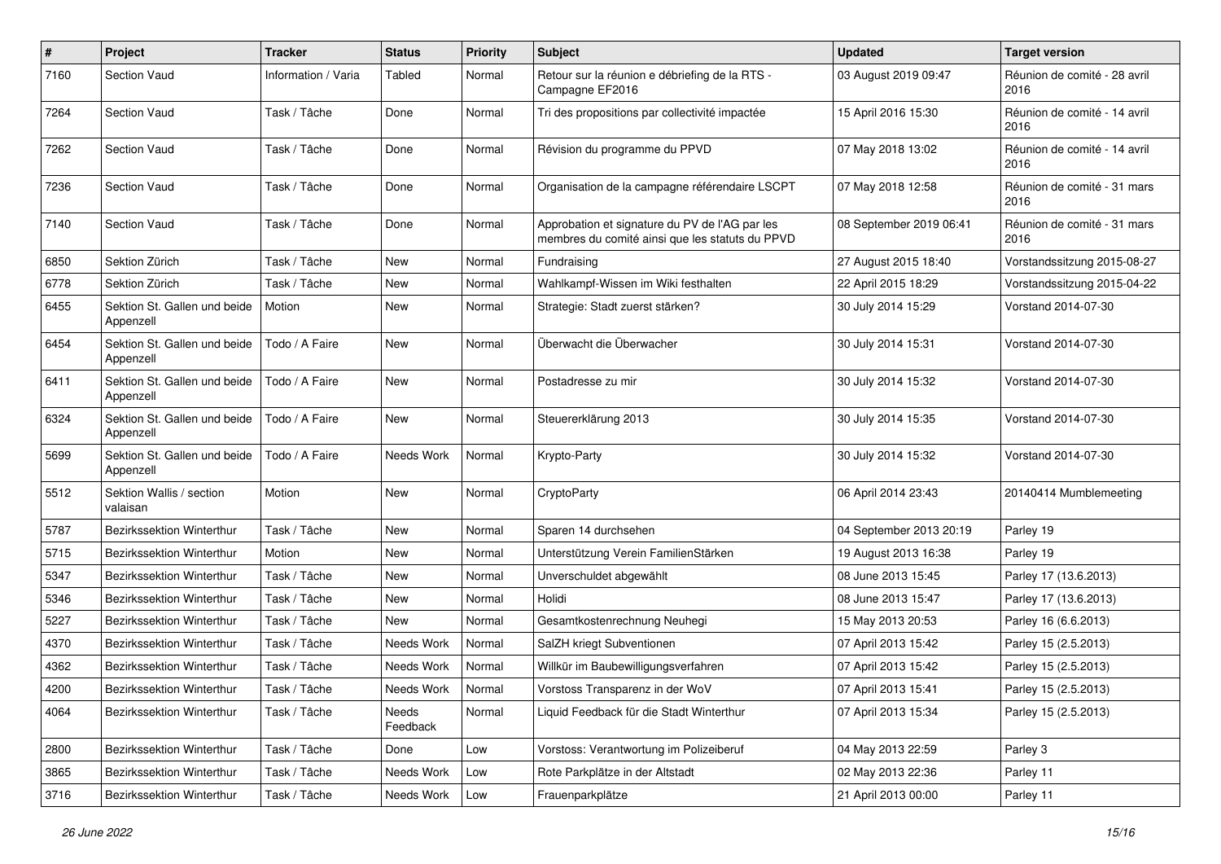| # | Project | Tracker | Status | Priority | Subject | Updated | Target version |
|---|---|---|---|---|---|---|---|
| 7160 | Section Vaud | Information / Varia | Tabled | Normal | Retour sur la réunion e débriefing de la RTS - Campagne EF2016 | 03 August 2019 09:47 | Réunion de comité - 28 avril 2016 |
| 7264 | Section Vaud | Task / Tâche | Done | Normal | Tri des propositions par collectivité impactée | 15 April 2016 15:30 | Réunion de comité - 14 avril 2016 |
| 7262 | Section Vaud | Task / Tâche | Done | Normal | Révision du programme du PPVD | 07 May 2018 13:02 | Réunion de comité - 14 avril 2016 |
| 7236 | Section Vaud | Task / Tâche | Done | Normal | Organisation de la campagne référendaire LSCPT | 07 May 2018 12:58 | Réunion de comité - 31 mars 2016 |
| 7140 | Section Vaud | Task / Tâche | Done | Normal | Approbation et signature du PV de l'AG par les membres du comité ainsi que les statuts du PPVD | 08 September 2019 06:41 | Réunion de comité - 31 mars 2016 |
| 6850 | Sektion Zürich | Task / Tâche | New | Normal | Fundraising | 27 August 2015 18:40 | Vorstandssitzung 2015-08-27 |
| 6778 | Sektion Zürich | Task / Tâche | New | Normal | Wahlkampf-Wissen im Wiki festhalten | 22 April 2015 18:29 | Vorstandssitzung 2015-04-22 |
| 6455 | Sektion St. Gallen und beide Appenzell | Motion | New | Normal | Strategie: Stadt zuerst stärken? | 30 July 2014 15:29 | Vorstand 2014-07-30 |
| 6454 | Sektion St. Gallen und beide Appenzell | Todo / A Faire | New | Normal | Überwacht die Überwacher | 30 July 2014 15:31 | Vorstand 2014-07-30 |
| 6411 | Sektion St. Gallen und beide Appenzell | Todo / A Faire | New | Normal | Postadresse zu mir | 30 July 2014 15:32 | Vorstand 2014-07-30 |
| 6324 | Sektion St. Gallen und beide Appenzell | Todo / A Faire | New | Normal | Steuererklärung 2013 | 30 July 2014 15:35 | Vorstand 2014-07-30 |
| 5699 | Sektion St. Gallen und beide Appenzell | Todo / A Faire | Needs Work | Normal | Krypto-Party | 30 July 2014 15:32 | Vorstand 2014-07-30 |
| 5512 | Sektion Wallis / section valaisan | Motion | New | Normal | CryptoParty | 06 April 2014 23:43 | 20140414 Mumblemeeting |
| 5787 | Bezirkssektion Winterthur | Task / Tâche | New | Normal | Sparen 14 durchsehen | 04 September 2013 20:19 | Parley 19 |
| 5715 | Bezirkssektion Winterthur | Motion | New | Normal | Unterstützung Verein FamilienStärken | 19 August 2013 16:38 | Parley 19 |
| 5347 | Bezirkssektion Winterthur | Task / Tâche | New | Normal | Unverschuldet abgewählt | 08 June 2013 15:45 | Parley 17 (13.6.2013) |
| 5346 | Bezirkssektion Winterthur | Task / Tâche | New | Normal | Holidi | 08 June 2013 15:47 | Parley 17 (13.6.2013) |
| 5227 | Bezirkssektion Winterthur | Task / Tâche | New | Normal | Gesamtkostenrechnung Neuhegi | 15 May 2013 20:53 | Parley 16 (6.6.2013) |
| 4370 | Bezirkssektion Winterthur | Task / Tâche | Needs Work | Normal | SalZH kriegt Subventionen | 07 April 2013 15:42 | Parley 15 (2.5.2013) |
| 4362 | Bezirkssektion Winterthur | Task / Tâche | Needs Work | Normal | Willkür im Baubewilligungsverfahren | 07 April 2013 15:42 | Parley 15 (2.5.2013) |
| 4200 | Bezirkssektion Winterthur | Task / Tâche | Needs Work | Normal | Vorstoss Transparenz in der WoV | 07 April 2013 15:41 | Parley 15 (2.5.2013) |
| 4064 | Bezirkssektion Winterthur | Task / Tâche | Needs Feedback | Normal | Liquid Feedback für die Stadt Winterthur | 07 April 2013 15:34 | Parley 15 (2.5.2013) |
| 2800 | Bezirkssektion Winterthur | Task / Tâche | Done | Low | Vorstoss: Verantwortung im Polizeiberuf | 04 May 2013 22:59 | Parley 3 |
| 3865 | Bezirkssektion Winterthur | Task / Tâche | Needs Work | Low | Rote Parkplätze in der Altstadt | 02 May 2013 22:36 | Parley 11 |
| 3716 | Bezirkssektion Winterthur | Task / Tâche | Needs Work | Low | Frauenparkplätze | 21 April 2013 00:00 | Parley 11 |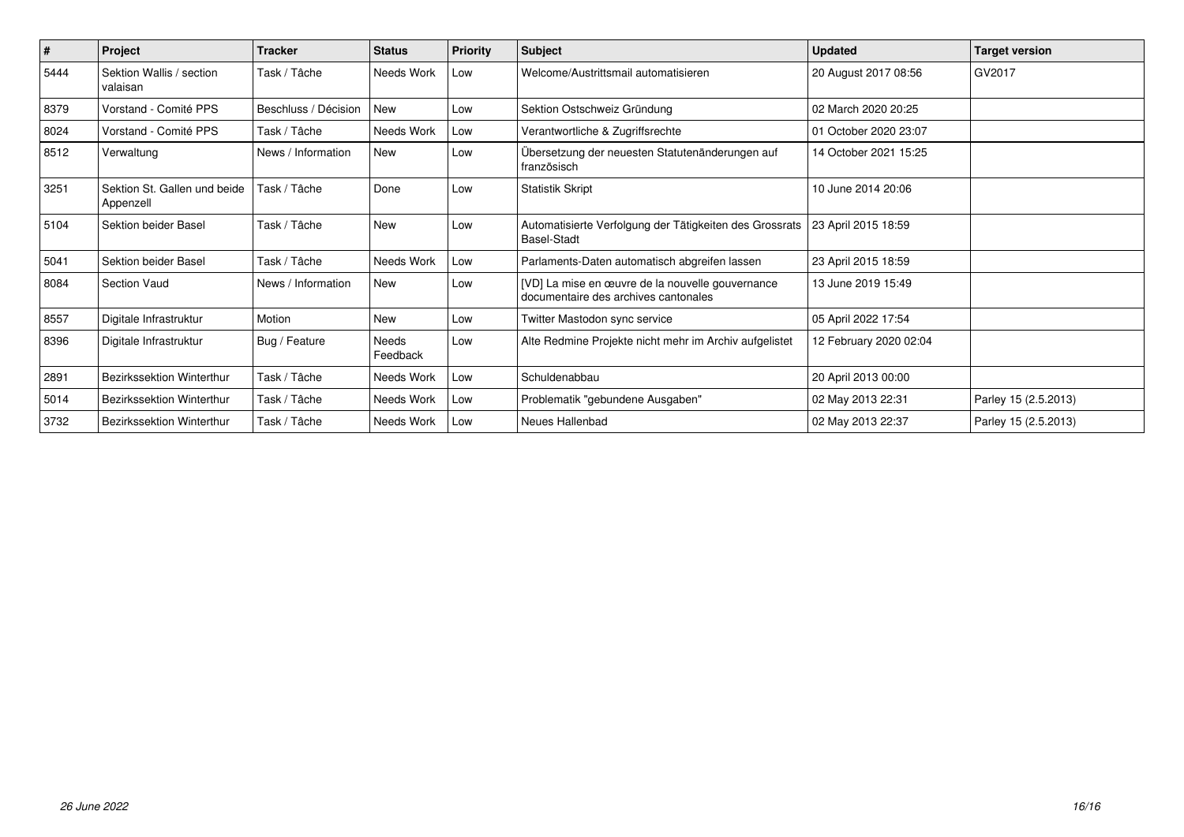| # | Project | Tracker | Status | Priority | Subject | Updated | Target version |
|---|---|---|---|---|---|---|---|
| 5444 | Sektion Wallis / section valaisan | Task / Tâche | Needs Work | Low | Welcome/Austrittsmail automatisieren | 20 August 2017 08:56 | GV2017 |
| 8379 | Vorstand - Comité PPS | Beschluss / Décision | New | Low | Sektion Ostschweiz Gründung | 02 March 2020 20:25 | |
| 8024 | Vorstand - Comité PPS | Task / Tâche | Needs Work | Low | Verantwortliche & Zugriffsrechte | 01 October 2020 23:07 | |
| 8512 | Verwaltung | News / Information | New | Low | Übersetzung der neuesten Statutenänderungen auf französisch | 14 October 2021 15:25 | |
| 3251 | Sektion St. Gallen und beide Appenzell | Task / Tâche | Done | Low | Statistik Skript | 10 June 2014 20:06 | |
| 5104 | Sektion beider Basel | Task / Tâche | New | Low | Automatisierte Verfolgung der Tätigkeiten des Grossrats Basel-Stadt | 23 April 2015 18:59 | |
| 5041 | Sektion beider Basel | Task / Tâche | Needs Work | Low | Parlaments-Daten automatisch abgreifen lassen | 23 April 2015 18:59 | |
| 8084 | Section Vaud | News / Information | New | Low | [VD] La mise en œuvre de la nouvelle gouvernance documentaire des archives cantonales | 13 June 2019 15:49 | |
| 8557 | Digitale Infrastruktur | Motion | New | Low | Twitter Mastodon sync service | 05 April 2022 17:54 | |
| 8396 | Digitale Infrastruktur | Bug / Feature | Needs Feedback | Low | Alte Redmine Projekte nicht mehr im Archiv aufgelistet | 12 February 2020 02:04 | |
| 2891 | Bezirkssektion Winterthur | Task / Tâche | Needs Work | Low | Schuldenabbau | 20 April 2013 00:00 | |
| 5014 | Bezirkssektion Winterthur | Task / Tâche | Needs Work | Low | Problematik "gebundene Ausgaben" | 02 May 2013 22:31 | Parley 15 (2.5.2013) |
| 3732 | Bezirkssektion Winterthur | Task / Tâche | Needs Work | Low | Neues Hallenbad | 02 May 2013 22:37 | Parley 15 (2.5.2013) |

*26 June 2022*